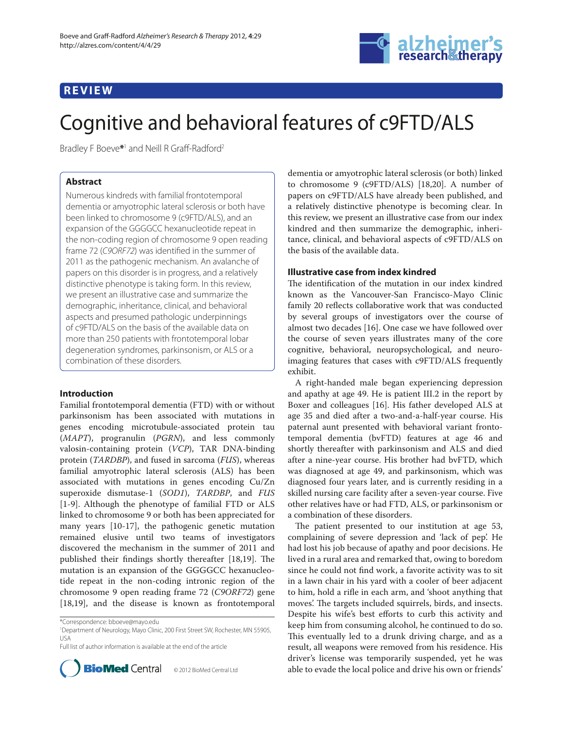# REVIEW

# Cognitive and behavioral features of c9FTD/ALS

Bradley F Boeve*[1] and Neill R Graff-Radford[2]

## Abstract

Numerous kindreds with familial frontotemporal dementia or amyotrophic lateral sclerosis or both have been linked to chromosome 9 (c9FTD/ALS), and an expansion of the GGGGCC hexanucleotide repeat in the non-coding region of chromosome 9 open reading frame 72 (*C9ORF72*) was identified in the summer of 2011 as the pathogenic mechanism. An avalanche of papers on this disorder is in progress, and a relatively distinctive phenotype is taking form. In this review, we present an illustrative case and summarize the demographic, inheritance, clinical, and behavioral aspects and presumed pathologic underpinnings of c9FTD/ALS on the basis of the available data on more than 250 patients with frontotemporal lobar degeneration syndromes, parkinsonism, or ALS or a combination of these disorders.

## Introduction

Familial frontotemporal dementia (FTD) with or without parkinsonism has been associated with mutations in genes encoding microtubule-associated protein tau (*MAPT*), progranulin (*PGRN*), and less commonly valosin-containing protein (*VCP*), TAR DNA-binding protein (*TARDBP*), and fused in sarcoma (*FUS*), whereas familial amyotrophic lateral sclerosis (ALS) has been associated with mutations in genes encoding Cu/Zn superoxide dismutase-1 (*SOD1*), *TARDBP*, and *FUS* [1-9]. Although the phenotype of familial FTD or ALS linked to chromosome 9 or both has been appreciated for many years [10-17], the pathogenic genetic mutation remained elusive until two teams of investigators discovered the mechanism in the summer of 2011 and published their findings shortly thereafter [18,19]. The mutation is an expansion of the GGGGCC hexanucleotide repeat in the non-coding intronic region of the chromosome 9 open reading frame 72 (*C9ORF72*) gene [18,19], and the disease is known as frontotemporal dementia or amyotrophic lateral sclerosis (or both) linked to chromosome 9 (c9FTD/ALS) [18,20]. A number of papers on c9FTD/ALS have already been published, and a relatively distinctive phenotype is becoming clear. In this review, we present an illustrative case from our index kindred and then summarize the demographic, inheritance, clinical, and behavioral aspects of c9FTD/ALS on the basis of the available data.

## Illustrative case from index kindred

The identification of the mutation in our index kindred known as the Vancouver-San Francisco-Mayo Clinic family 20 reflects collaborative work that was conducted by several groups of investigators over the course of almost two decades [16]. One case we have followed over the course of seven years illustrates many of the core cognitive, behavioral, neuropsychological, and neuroimaging features that cases with c9FTD/ALS frequently exhibit.

A right-handed male began experiencing depression and apathy at age 49. He is patient III.2 in the report by Boxer and colleagues [16]. His father developed ALS at age 35 and died after a two-and-a-half-year course. His paternal aunt presented with behavioral variant frontotemporal dementia (bvFTD) features at age 46 and shortly thereafter with parkinsonism and ALS and died after a nine-year course. His brother had bvFTD, which was diagnosed at age 49, and parkinsonism, which was diagnosed four years later, and is currently residing in a skilled nursing care facility after a seven-year course. Five other relatives have or had FTD, ALS, or parkinsonism or a combination of these disorders.

The patient presented to our institution at age 53, complaining of severe depression and 'lack of pep'. He had lost his job because of apathy and poor decisions. He lived in a rural area and remarked that, owing to boredom since he could not find work, a favorite activity was to sit in a lawn chair in his yard with a cooler of beer adjacent to him, hold a rifle in each arm, and 'shoot anything that moves'. The targets included squirrels, birds, and insects. Despite his wife's best efforts to curb this activity and keep him from consuming alcohol, he continued to do so. This eventually led to a drunk driving charge, and as a result, all weapons were removed from his residence. His driver's license was temporarily suspended, yet he was able to evade the local police and drive his own or friends'

*Correspondence: bboeve@mayo.edu
[1]Department of Neurology, Mayo Clinic, 200 First Street SW, Rochester, MN 55905, USA
Full list of author information is available at the end of the article

© 2012 BioMed Central Ltd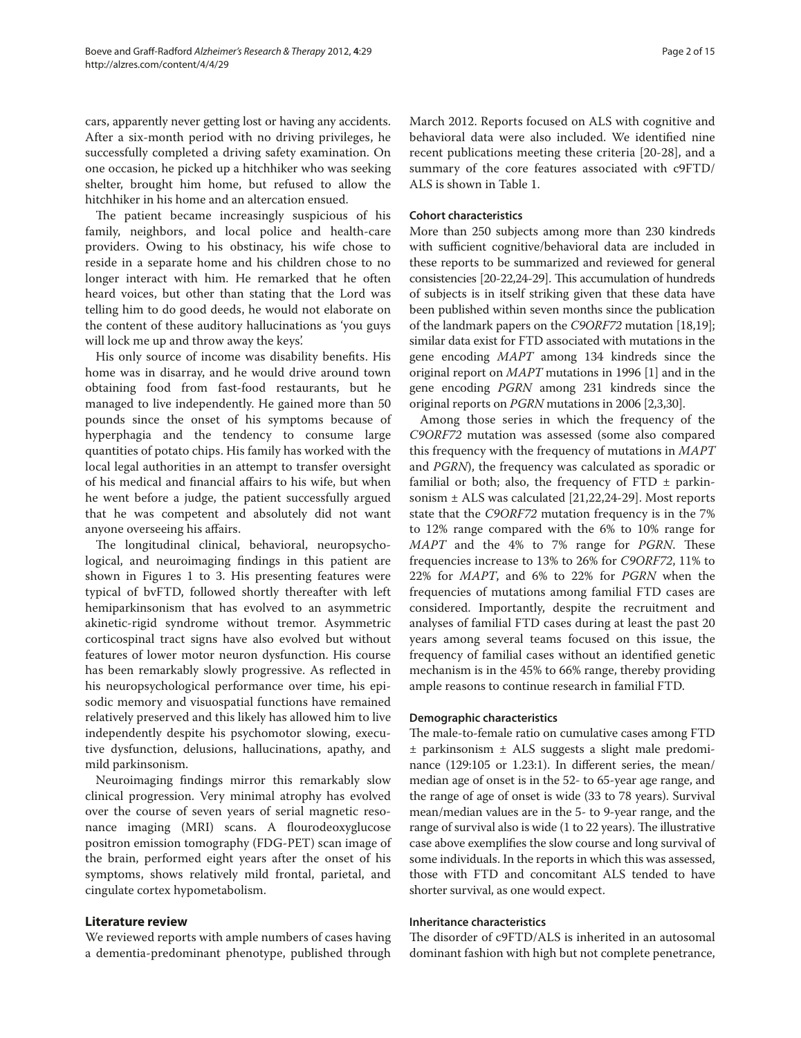cars, apparently never getting lost or having any accidents. After a six-month period with no driving privileges, he successfully completed a driving safety examination. On one occasion, he picked up a hitchhiker who was seeking shelter, brought him home, but refused to allow the hitchhiker in his home and an altercation ensued.

The patient became increasingly suspicious of his family, neighbors, and local police and health-care providers. Owing to his obstinacy, his wife chose to reside in a separate home and his children chose to no longer interact with him. He remarked that he often heard voices, but other than stating that the Lord was telling him to do good deeds, he would not elaborate on the content of these auditory hallucinations as 'you guys will lock me up and throw away the keys'.

His only source of income was disability benefits. His home was in disarray, and he would drive around town obtaining food from fast-food restaurants, but he managed to live independently. He gained more than 50 pounds since the onset of his symptoms because of hyperphagia and the tendency to consume large quantities of potato chips. His family has worked with the local legal authorities in an attempt to transfer oversight of his medical and financial affairs to his wife, but when he went before a judge, the patient successfully argued that he was competent and absolutely did not want anyone overseeing his affairs.

The longitudinal clinical, behavioral, neuropsychological, and neuroimaging findings in this patient are shown in Figures 1 to 3. His presenting features were typical of bvFTD, followed shortly thereafter with left hemiparkinsonism that has evolved to an asymmetric akinetic-rigid syndrome without tremor. Asymmetric corticospinal tract signs have also evolved but without features of lower motor neuron dysfunction. His course has been remarkably slowly progressive. As reflected in his neuropsychological performance over time, his episodic memory and visuospatial functions have remained relatively preserved and this likely has allowed him to live independently despite his psychomotor slowing, executive dysfunction, delusions, hallucinations, apathy, and mild parkinsonism.

Neuroimaging findings mirror this remarkably slow clinical progression. Very minimal atrophy has evolved over the course of seven years of serial magnetic resonance imaging (MRI) scans. A flourodeoxyglucose positron emission tomography (FDG-PET) scan image of the brain, performed eight years after the onset of his symptoms, shows relatively mild frontal, parietal, and cingulate cortex hypometabolism.

## Literature review

We reviewed reports with ample numbers of cases having a dementia-predominant phenotype, published through March 2012. Reports focused on ALS with cognitive and behavioral data were also included. We identified nine recent publications meeting these criteria [20-28], and a summary of the core features associated with c9FTD/ALS is shown in Table 1.

### Cohort characteristics

More than 250 subjects among more than 230 kindreds with sufficient cognitive/behavioral data are included in these reports to be summarized and reviewed for general consistencies [20-22,24-29]. This accumulation of hundreds of subjects is in itself striking given that these data have been published within seven months since the publication of the landmark papers on the *C9ORF72* mutation [18,19]; similar data exist for FTD associated with mutations in the gene encoding *MAPT* among 134 kindreds since the original report on *MAPT* mutations in 1996 [1] and in the gene encoding *PGRN* among 231 kindreds since the original reports on *PGRN* mutations in 2006 [2,3,30].

Among those series in which the frequency of the *C9ORF72* mutation was assessed (some also compared this frequency with the frequency of mutations in *MAPT* and *PGRN*), the frequency was calculated as sporadic or familial or both; also, the frequency of FTD ± parkinsonism ± ALS was calculated [21,22,24-29]. Most reports state that the *C9ORF72* mutation frequency is in the 7% to 12% range compared with the 6% to 10% range for *MAPT* and the 4% to 7% range for *PGRN*. These frequencies increase to 13% to 26% for *C9ORF72*, 11% to 22% for *MAPT*, and 6% to 22% for *PGRN* when the frequencies of mutations among familial FTD cases are considered. Importantly, despite the recruitment and analyses of familial FTD cases during at least the past 20 years among several teams focused on this issue, the frequency of familial cases without an identified genetic mechanism is in the 45% to 66% range, thereby providing ample reasons to continue research in familial FTD.

### Demographic characteristics

The male-to-female ratio on cumulative cases among FTD ± parkinsonism ± ALS suggests a slight male predominance (129:105 or 1.23:1). In different series, the mean/median age of onset is in the 52- to 65-year age range, and the range of age of onset is wide (33 to 78 years). Survival mean/median values are in the 5- to 9-year range, and the range of survival also is wide (1 to 22 years). The illustrative case above exemplifies the slow course and long survival of some individuals. In the reports in which this was assessed, those with FTD and concomitant ALS tended to have shorter survival, as one would expect.

### Inheritance characteristics

The disorder of c9FTD/ALS is inherited in an autosomal dominant fashion with high but not complete penetrance,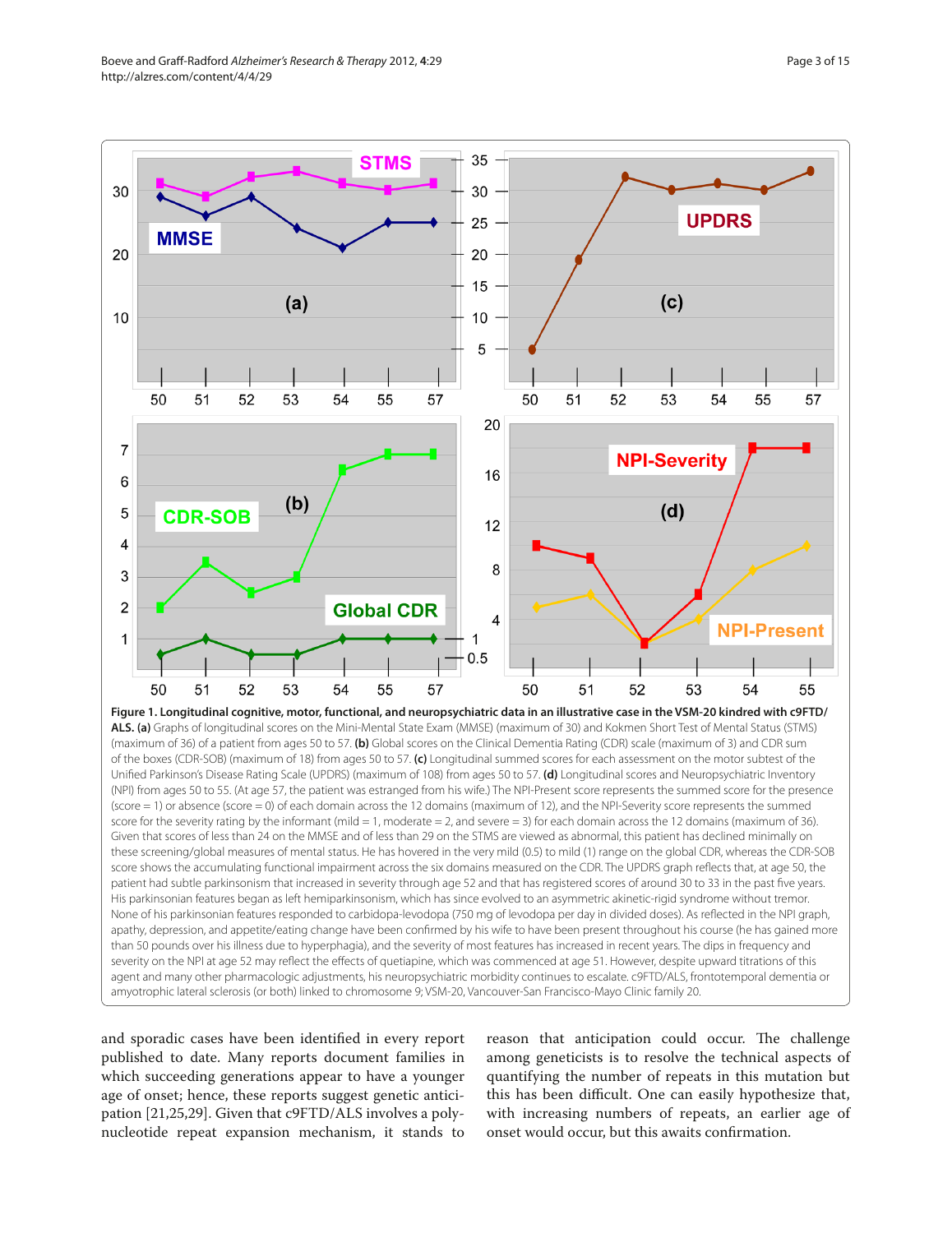**Figure 1. Longitudinal cognitive, motor, functional, and neuropsychiatric data in an illustrative case in the VSM-20 kindred with c9FTD/ALS. (a)** Graphs of longitudinal scores on the Mini-Mental State Exam (MMSE) (maximum of 30) and Kokmen Short Test of Mental Status (STMS) (maximum of 36) of a patient from ages 50 to 57. **(b)** Global scores on the Clinical Dementia Rating (CDR) scale (maximum of 3) and CDR sum of the boxes (CDR-SOB) (maximum of 18) from ages 50 to 57. **(c)** Longitudinal summed scores for each assessment on the motor subtest of the Unified Parkinson's Disease Rating Scale (UPDRS) (maximum of 108) from ages 50 to 57. **(d)** Longitudinal scores and Neuropsychiatric Inventory (NPI) from ages 50 to 55. (At age 57, the patient was estranged from his wife.) The NPI-Present score represents the summed score for the presence (score = 1) or absence (score = 0) of each domain across the 12 domains (maximum of 12), and the NPI-Severity score represents the summed score for the severity rating by the informant (mild = 1, moderate = 2, and severe = 3) for each domain across the 12 domains (maximum of 36). Given that scores of less than 24 on the MMSE and of less than 29 on the STMS are viewed as abnormal, this patient has declined minimally on these screening/global measures of mental status. He has hovered in the very mild (0.5) to mild (1) range on the global CDR, whereas the CDR-SOB score shows the accumulating functional impairment across the six domains measured on the CDR. The UPDRS graph reflects that, at age 50, the patient had subtle parkinsonism that increased in severity through age 52 and that has registered scores of around 30 to 33 in the past five years. His parkinsonian features began as left hemiparkinsonism, which has since evolved to an asymmetric akinetic-rigid syndrome without tremor. None of his parkinsonian features responded to carbidopa-levodopa (750 mg of levodopa per day in divided doses). As reflected in the NPI graph, apathy, depression, and appetite/eating change have been confirmed by his wife to have been present throughout his course (he has gained more than 50 pounds over his illness due to hyperphagia), and the severity of most features has increased in recent years. The dips in frequency and severity on the NPI at age 52 may reflect the effects of quetiapine, which was commenced at age 51. However, despite upward titrations of this agent and many other pharmacologic adjustments, his neuropsychiatric morbidity continues to escalate. c9FTD/ALS, frontotemporal dementia or amyotrophic lateral sclerosis (or both) linked to chromosome 9; VSM-20, Vancouver-San Francisco-Mayo Clinic family 20.

and sporadic cases have been identified in every report published to date. Many reports document families in which succeeding generations appear to have a younger age of onset; hence, these reports suggest genetic anticipation [21,25,29]. Given that c9FTD/ALS involves a polynucleotide repeat expansion mechanism, it stands to reason that anticipation could occur. The challenge among geneticists is to resolve the technical aspects of quantifying the number of repeats in this mutation but this has been difficult. One can easily hypothesize that, with increasing numbers of repeats, an earlier age of onset would occur, but this awaits confirmation.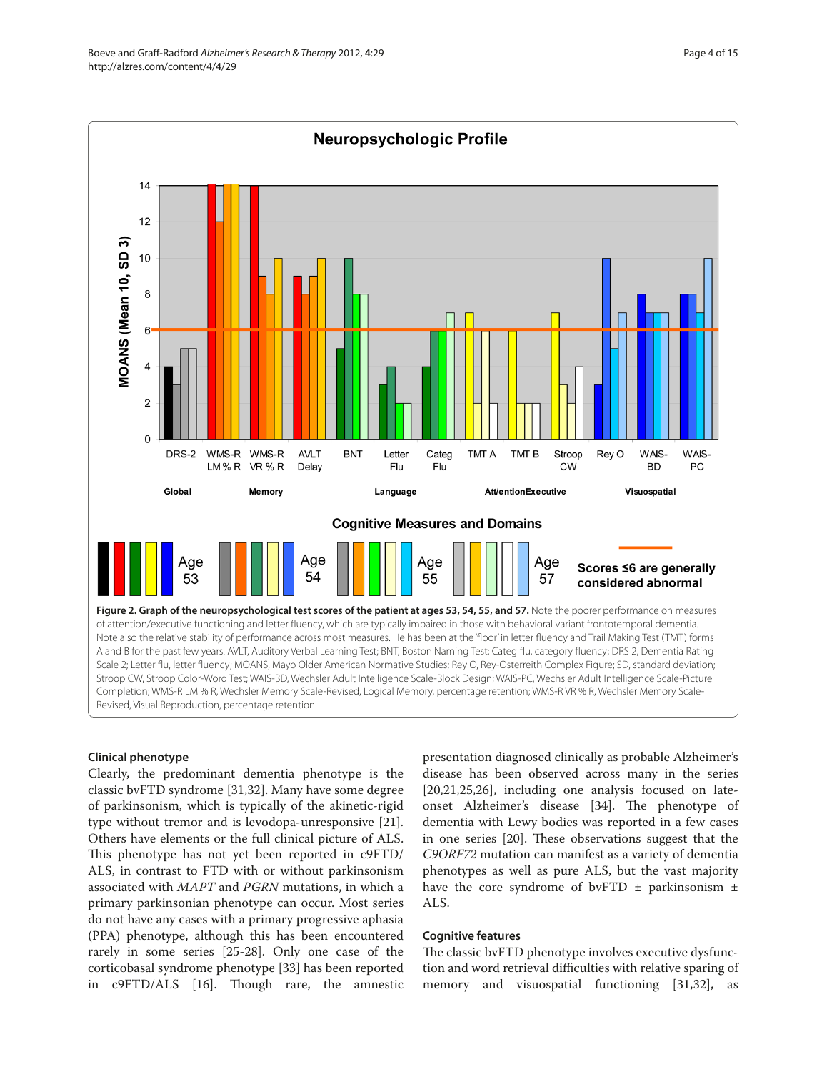**Figure 2. Graph of the neuropsychological test scores of the patient at ages 53, 54, 55, and 57.** Note the poorer performance on measures of attention/executive functioning and letter fluency, which are typically impaired in those with behavioral variant frontotemporal dementia. Note also the relative stability of performance across most measures. He has been at the 'floor' in letter fluency and Trail Making Test (TMT) forms A and B for the past few years. AVLT, Auditory Verbal Learning Test; BNT, Boston Naming Test; Categ flu, category fluency; DRS 2, Dementia Rating Scale 2; Letter flu, letter fluency; MOANS, Mayo Older American Normative Studies; Rey O, Rey-Osterreith Complex Figure; SD, standard deviation; Stroop CW, Stroop Color-Word Test; WAIS-BD, Wechsler Adult Intelligence Scale-Block Design; WAIS-PC, Wechsler Adult Intelligence Scale-Picture Completion; WMS-R LM % R, Wechsler Memory Scale-Revised, Logical Memory, percentage retention; WMS-R VR % R, Wechsler Memory Scale-Revised, Visual Reproduction, percentage retention.

### Clinical phenotype

Clearly, the predominant dementia phenotype is the classic bvFTD syndrome [31,32]. Many have some degree of parkinsonism, which is typically of the akinetic-rigid type without tremor and is levodopa-unresponsive [21]. Others have elements or the full clinical picture of ALS. This phenotype has not yet been reported in c9FTD/ALS, in contrast to FTD with or without parkinsonism associated with *MAPT* and *PGRN* mutations, in which a primary parkinsonian phenotype can occur. Most series do not have any cases with a primary progressive aphasia (PPA) phenotype, although this has been encountered rarely in some series [25-28]. Only one case of the corticobasal syndrome phenotype [33] has been reported in c9FTD/ALS [16]. Though rare, the amnestic presentation diagnosed clinically as probable Alzheimer's disease has been observed across many in the series [20,21,25,26], including one analysis focused on late-onset Alzheimer's disease [34]. The phenotype of dementia with Lewy bodies was reported in a few cases in one series [20]. These observations suggest that the *C9ORF72* mutation can manifest as a variety of dementia phenotypes as well as pure ALS, but the vast majority have the core syndrome of bvFTD ± parkinsonism ± ALS.

### Cognitive features

The classic bvFTD phenotype involves executive dysfunction and word retrieval difficulties with relative sparing of memory and visuospatial functioning [31,32], as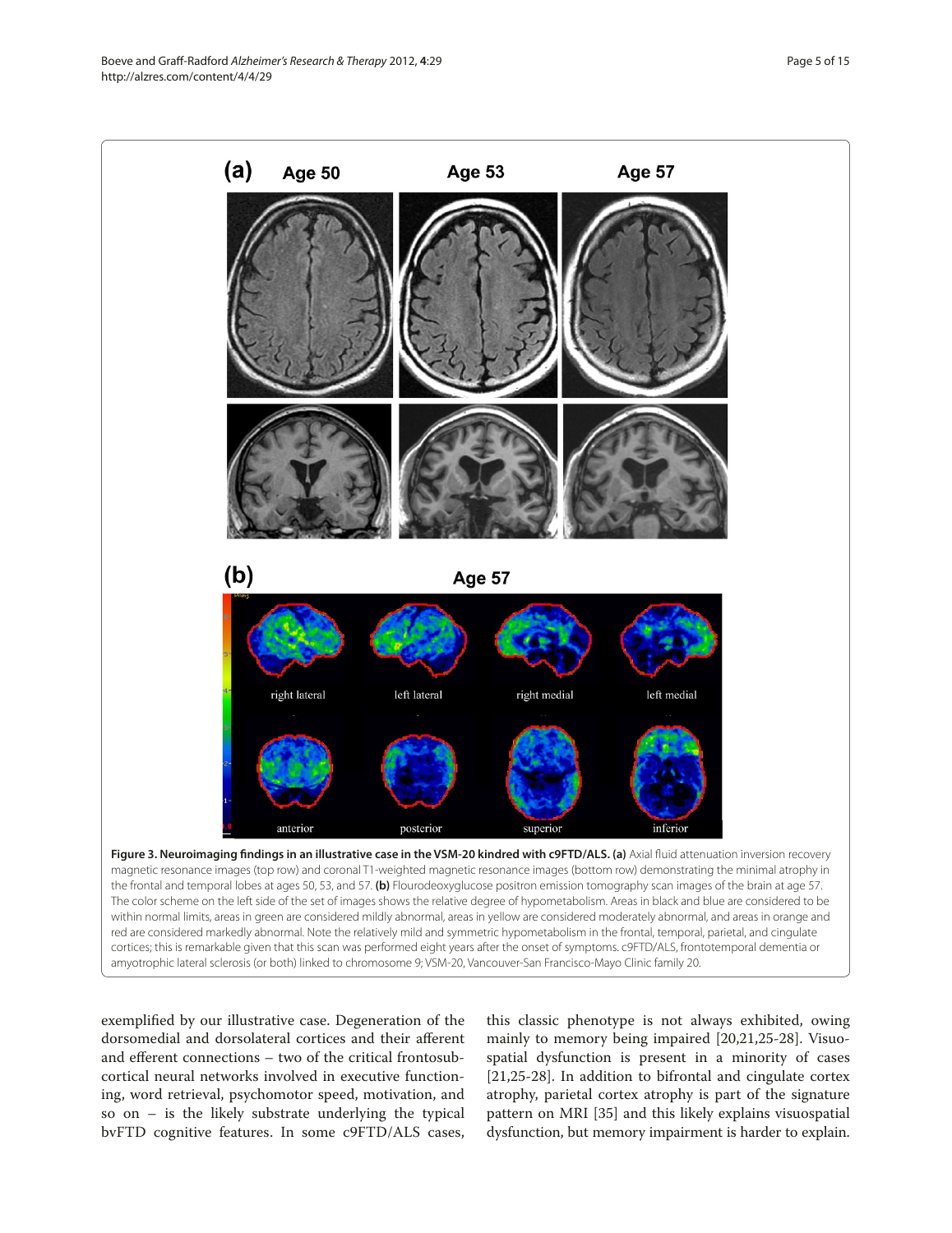**Figure 3. Neuroimaging findings in an illustrative case in the VSM-20 kindred with c9FTD/ALS. (a)** Axial fluid attenuation inversion recovery magnetic resonance images (top row) and coronal T1-weighted magnetic resonance images (bottom row) demonstrating the minimal atrophy in the frontal and temporal lobes at ages 50, 53, and 57. **(b)** Flourodeoxyglucose positron emission tomography scan images of the brain at age 57. The color scheme on the left side of the set of images shows the relative degree of hypometabolism. Areas in black and blue are considered to be within normal limits, areas in green are considered mildly abnormal, areas in yellow are considered moderately abnormal, and areas in orange and red are considered markedly abnormal. Note the relatively mild and symmetric hypometabolism in the frontal, temporal, parietal, and cingulate cortices; this is remarkable given that this scan was performed eight years after the onset of symptoms. c9FTD/ALS, frontotemporal dementia or amyotrophic lateral sclerosis (or both) linked to chromosome 9; VSM-20, Vancouver-San Francisco-Mayo Clinic family 20.

exemplified by our illustrative case. Degeneration of the dorsomedial and dorsolateral cortices and their afferent and efferent connections – two of the critical frontosubcortical neural networks involved in executive functioning, word retrieval, psychomotor speed, motivation, and so on – is the likely substrate underlying the typical bvFTD cognitive features. In some c9FTD/ALS cases, this classic phenotype is not always exhibited, owing mainly to memory being impaired [20,21,25-28]. Visuospatial dysfunction is present in a minority of cases [21,25-28]. In addition to bifrontal and cingulate cortex atrophy, parietal cortex atrophy is part of the signature pattern on MRI [35] and this likely explains visuospatial dysfunction, but memory impairment is harder to explain.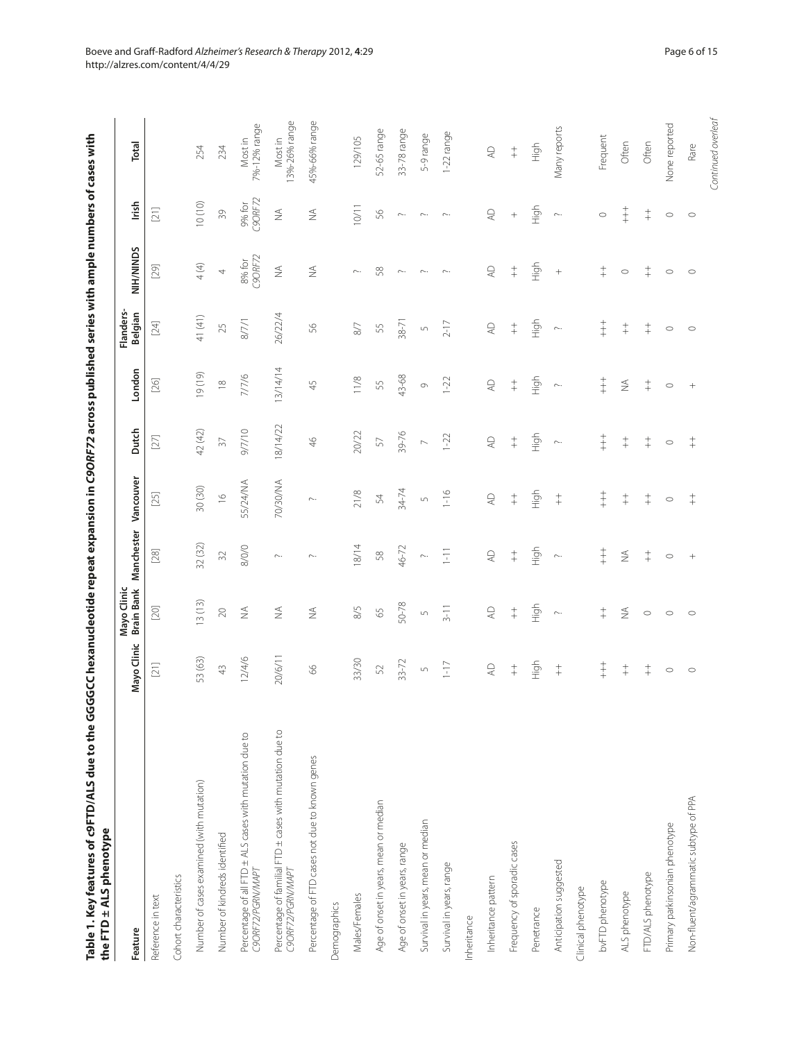**Table 1. Key features of c9FTD/ALS due to the GGGGCC hexanucleotide repeat expansion in *C9ORF72* across published series with ample numbers of cases with the FTD ± ALS phenotype**

| Feature | Mayo Clinic | Mayo Clinic Brain Bank | Manchester | Vancouver | Dutch | London | Flanders-Belgian | NIH/NINDS | Irish | Total |
|---|---|---|---|---|---|---|---|---|---|---|
| Reference in text | [21] | [20] | [28] | [25] | [27] | [26] | [24] | [29] | [21] | |
| Cohort characteristics | | | | | | | | | | |
| Number of cases examined (with mutation) | 53 (63) | 13 (13) | 32 (32) | 30 (30) | 42 (42) | 19 (19) | 41 (41) | 4 (4) | 10 (10) | 254 |
| Number of kindreds identified | 43 | 20 | 32 | 16 | 37 | 18 | 25 | 4 | 39 | 234 |
| Percentage of all FTD ± ALS cases with mutation due to *C9ORF72/PGRN/MAPT* | 12/4/6 | NA | 8/0/0 | 55/24/NA | 9/7/10 | 7/7/6 | 8/7/1 | 8% for *C9ORF72* | 9% for *C9ORF72* | Most in 7%-12% range |
| Percentage of familial FTD ± cases with mutation due to *C9ORF72/PGRN/MAPT* | 20/6/11 | NA | ? | 70/30/NA | 18/14/22 | 13/14/14 | 26/22/4 | NA | NA | Most in 13%-26% range |
| Percentage of FTD cases not due to known genes | 66 | NA | ? | ? | 46 | 45 | 56 | NA | NA | 45%-66% range |
| Demographics | | | | | | | | | | |
| Males/Females | 33/30 | 8/5 | 18/14 | 21/8 | 20/22 | 11/8 | 8/7 | ? | 10/11 | 129/105 |
| Age of onset in years, mean or median | 52 | 65 | 58 | 54 | 57 | 55 | 55 | 58 | 56 | 52-65 range |
| Age of onset in years, range | 33-72 | 50-78 | 46-72 | 34-74 | 39-76 | 43-68 | 38-71 | ? | ? | 33-78 range |
| Survival in years, mean or median | 5 | 5 | ? | 5 | 7 | 9 | 5 | ? | ? | 5-9 range |
| Survival in years, range | 1-17 | 3-11 | 1-11 | 1-16 | 1-22 | 1-22 | 2-17 | ? | ? | 1-22 range |
| Inheritance | | | | | | | | | | |
| Inheritance pattern | AD | AD | AD | AD | AD | AD | AD | AD | AD | AD |
| Frequency of sporadic cases | ++ | ++ | ++ | ++ | ++ | ++ | ++ | ++ | + | ++ |
| Penetrance | High | High | High | High | High | High | High | High | High | High |
| Anticipation suggested | ++ | ? | ? | ++ | ? | ? | ? | + | ? | Many reports |
| Clinical phenotype | | | | | | | | | | |
| bvFTD phenotype | +++ | ++ | +++ | +++ | +++ | +++ | +++ | ++ | 0 | Frequent |
| ALS phenotype | ++ | NA | NA | ++ | ++ | NA | ++ | 0 | +++ | Often |
| FTD/ALS phenotype | ++ | 0 | ++ | ++ | ++ | ++ | ++ | ++ | ++ | Often |
| Primary parkinsonian phenotype | 0 | 0 | 0 | 0 | 0 | 0 | 0 | 0 | 0 | None reported |
| Non-fluent/agrammatic subtype of PPA | 0 | 0 | + | ++ | ++ | + | 0 | 0 | 0 | Rare |

*Continued overleaf*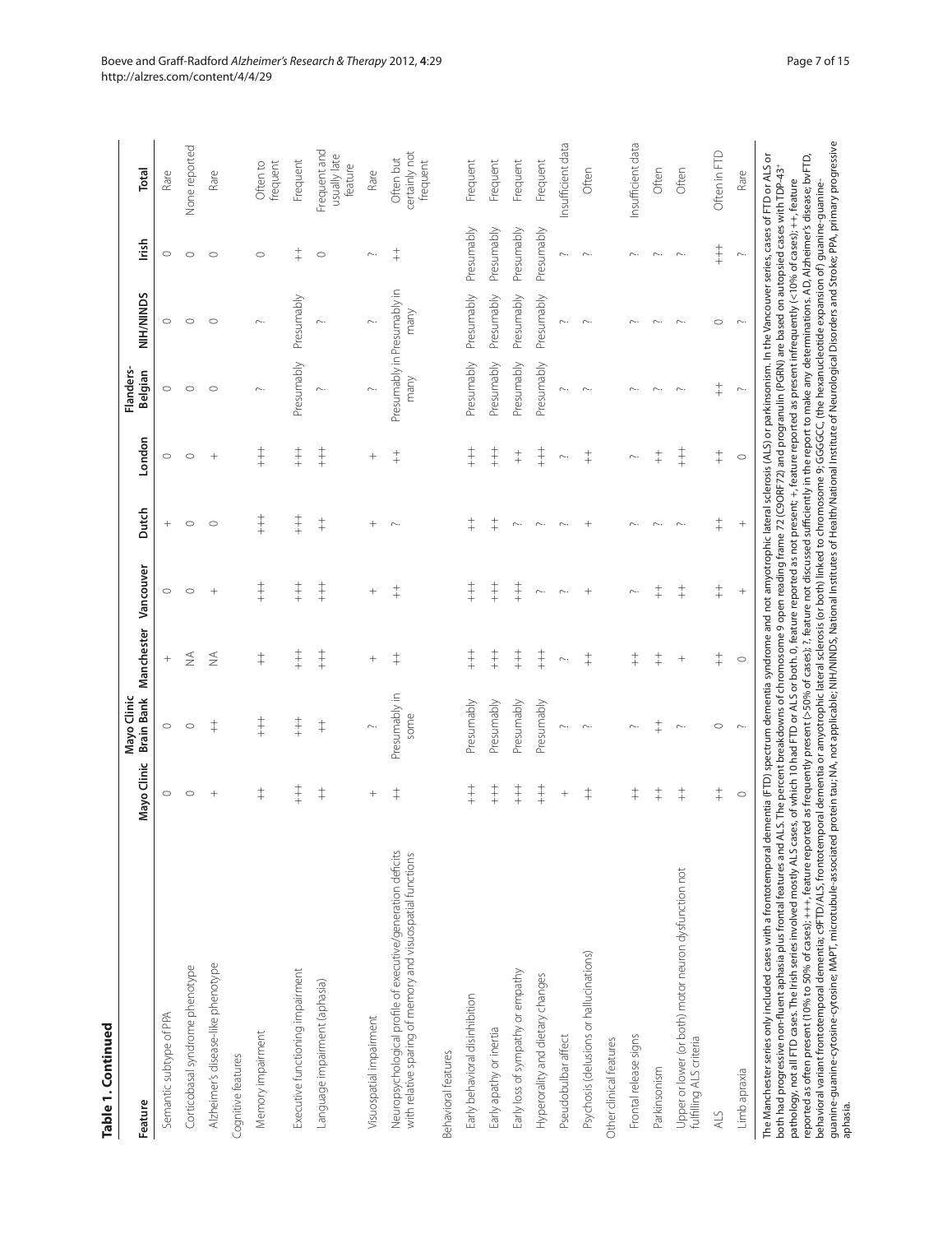**Table 1. Continued**

| Feature | Mayo Clinic | Mayo Clinic Brain Bank | Manchester | Vancouver | Dutch | London | Flanders-Belgian | NIH/NINDS | Irish | Total |
|---|---|---|---|---|---|---|---|---|---|---|
| Semantic subtype of PPA | 0 | 0 | + | 0 | + | 0 | 0 | 0 | 0 | Rare |
| Corticobasal syndrome phenotype | 0 | 0 | NA | 0 | 0 | 0 | 0 | 0 | 0 | None reported |
| Alzheimer's disease-like phenotype | + | ++ | NA | + | 0 | + | 0 | 0 | 0 | Rare |
| Cognitive features | | | | | | | | | | |
| Memory impairment | ++ | +++ | ++ | +++ | +++ | +++ | ? | ? | 0 | Often to frequent |
| Executive functioning impairment | +++ | +++ | +++ | +++ | +++ | +++ | Presumably | Presumably | ++ | Frequent |
| Language impairment (aphasia) | ++ | ++ | +++ | +++ | ++ | +++ | ? | ? | 0 | Frequent and usually late feature |
| Visuospatial impairment | + | ? | + | + | + | + | ? | ? | ? | Rare |
| Neuropsychological profile of executive/generation deficits with relative sparing of memory and visuospatial functions | ++ | Presumably in some | ++ | ++ | ? | ++ | Presumably in many | Presumably in many | ++ | Often but certainly not frequent |
| Behavioral features | | | | | | | | | | |
| Early behavioral disinhibition | +++ | Presumably | +++ | +++ | ++ | +++ | Presumably | Presumably | Presumably | Frequent |
| Early apathy or inertia | +++ | Presumably | +++ | +++ | ++ | +++ | Presumably | Presumably | Presumably | Frequent |
| Early loss of sympathy or empathy | +++ | Presumably | +++ | +++ | ? | ++ | Presumably | Presumably | Presumably | Frequent |
| Hyperorality and dietary changes | +++ | Presumably | +++ | ? | ? | +++ | Presumably | Presumably | Presumably | Frequent |
| Pseudobulbar affect | + | ? | ? | ? | ? | ? | ? | ? | ? | Insufficient data |
| Psychosis (delusions or hallucinations) | ++ | ? | ++ | + | + | ++ | ? | ? | ? | Often |
| Other clinical features | | | | | | | | | | |
| Frontal release signs | ++ | ? | ++ | ? | ? | ? | ? | ? | ? | Insufficient data |
| Parkinsonism | ++ | ++ | ++ | ++ | ? | ++ | ? | ? | ? | Often |
| Upper or lower (or both) motor neuron dysfunction not fulfilling ALS criteria | ++ | ? | + | ++ | ? | +++ | ? | ? | ? | Often |
| ALS | ++ | 0 | ++ | ++ | ++ | ++ | ++ | 0 | +++ | Often in FTD |
| Limb apraxia | 0 | ? | 0 | + | + | 0 | ? | ? | ? | Rare |

The Manchester series only included cases with a frontotemporal dementia (FTD) spectrum dementia syndrome and not amyotrophic lateral sclerosis (ALS) or parkinsonism. In the Vancouver series, cases of FTD or ALS or both had progressive non-fluent aphasia plus frontal features and ALS. The percent breakdowns of chromosome 9 open reading frame 72 (C9ORF72) and progranulin (PGRN) are based on autopsied cases with TDP-43+ pathology, not all FTD cases. The Irish series involved mostly ALS cases, of which 10 had FTD or ALS or both. 0, feature reported as not present; +, feature reported as present infrequently (<10% of cases); ++, feature reported as often present (10% to 50% of cases); +++, feature reported as frequently present (>50% of cases); ?, feature not discussed sufficiently in the report to make any determinations. AD, Alzheimer's disease; bvFTD, behavioral variant frontotemporal dementia; c9FTD/ALS, frontotemporal dementia or amyotrophic lateral sclerosis (or both) linked to chromosome 9; GGGGCC, (the hexanucleotide expansion of) guanine-guanine-guanine-guanine-cytosine-cytosine; MAPT, microtubule-associated protein tau; NA, not applicable; NIH/NINDS, National Institutes of Health/National Institute of Neurological Disorders and Stroke; PPA, primary progressive aphasia.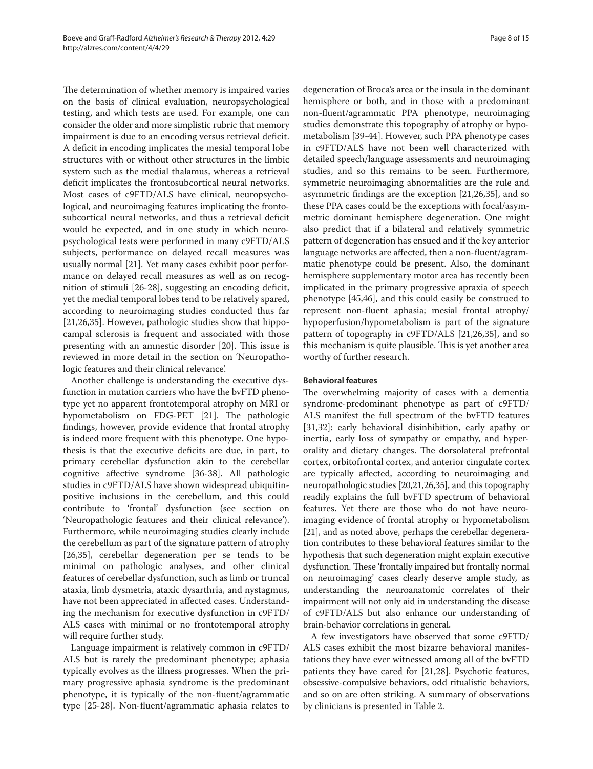The determination of whether memory is impaired varies on the basis of clinical evaluation, neuropsychological testing, and which tests are used. For example, one can consider the older and more simplistic rubric that memory impairment is due to an encoding versus retrieval deficit. A deficit in encoding implicates the mesial temporal lobe structures with or without other structures in the limbic system such as the medial thalamus, whereas a retrieval deficit implicates the frontosubcortical neural networks. Most cases of c9FTD/ALS have clinical, neuropsychological, and neuroimaging features implicating the frontosubcortical neural networks, and thus a retrieval deficit would be expected, and in one study in which neuropsychological tests were performed in many c9FTD/ALS subjects, performance on delayed recall measures was usually normal [21]. Yet many cases exhibit poor performance on delayed recall measures as well as on recognition of stimuli [26-28], suggesting an encoding deficit, yet the medial temporal lobes tend to be relatively spared, according to neuroimaging studies conducted thus far [21,26,35]. However, pathologic studies show that hippocampal sclerosis is frequent and associated with those presenting with an amnestic disorder [20]. This issue is reviewed in more detail in the section on 'Neuropathologic features and their clinical relevance'.

Another challenge is understanding the executive dysfunction in mutation carriers who have the bvFTD phenotype yet no apparent frontotemporal atrophy on MRI or hypometabolism on FDG-PET [21]. The pathologic findings, however, provide evidence that frontal atrophy is indeed more frequent with this phenotype. One hypothesis is that the executive deficits are due, in part, to primary cerebellar dysfunction akin to the cerebellar cognitive affective syndrome [36-38]. All pathologic studies in c9FTD/ALS have shown widespread ubiquitin-positive inclusions in the cerebellum, and this could contribute to 'frontal' dysfunction (see section on 'Neuropathologic features and their clinical relevance'). Furthermore, while neuroimaging studies clearly include the cerebellum as part of the signature pattern of atrophy [26,35], cerebellar degeneration per se tends to be minimal on pathologic analyses, and other clinical features of cerebellar dysfunction, such as limb or truncal ataxia, limb dysmetria, ataxic dysarthria, and nystagmus, have not been appreciated in affected cases. Understanding the mechanism for executive dysfunction in c9FTD/ALS cases with minimal or no frontotemporal atrophy will require further study.

Language impairment is relatively common in c9FTD/ALS but is rarely the predominant phenotype; aphasia typically evolves as the illness progresses. When the primary progressive aphasia syndrome is the predominant phenotype, it is typically of the non-fluent/agrammatic type [25-28]. Non-fluent/agrammatic aphasia relates to degeneration of Broca's area or the insula in the dominant hemisphere or both, and in those with a predominant non-fluent/agrammatic PPA phenotype, neuroimaging studies demonstrate this topography of atrophy or hypometabolism [39-44]. However, such PPA phenotype cases in c9FTD/ALS have not been well characterized with detailed speech/language assessments and neuroimaging studies, and so this remains to be seen. Furthermore, symmetric neuroimaging abnormalities are the rule and asymmetric findings are the exception [21,26,35], and so these PPA cases could be the exceptions with focal/asymmetric dominant hemisphere degeneration. One might also predict that if a bilateral and relatively symmetric pattern of degeneration has ensued and if the key anterior language networks are affected, then a non-fluent/agrammatic phenotype could be present. Also, the dominant hemisphere supplementary motor area has recently been implicated in the primary progressive apraxia of speech phenotype [45,46], and this could easily be construed to represent non-fluent aphasia; mesial frontal atrophy/hypoperfusion/hypometabolism is part of the signature pattern of topography in c9FTD/ALS [21,26,35], and so this mechanism is quite plausible. This is yet another area worthy of further research.

### Behavioral features

The overwhelming majority of cases with a dementia syndrome-predominant phenotype as part of c9FTD/ALS manifest the full spectrum of the bvFTD features [31,32]: early behavioral disinhibition, early apathy or inertia, early loss of sympathy or empathy, and hyperorality and dietary changes. The dorsolateral prefrontal cortex, orbitofrontal cortex, and anterior cingulate cortex are typically affected, according to neuroimaging and neuropathologic studies [20,21,26,35], and this topography readily explains the full bvFTD spectrum of behavioral features. Yet there are those who do not have neuroimaging evidence of frontal atrophy or hypometabolism [21], and as noted above, perhaps the cerebellar degeneration contributes to these behavioral features similar to the hypothesis that such degeneration might explain executive dysfunction. These 'frontally impaired but frontally normal on neuroimaging' cases clearly deserve ample study, as understanding the neuroanatomic correlates of their impairment will not only aid in understanding the disease of c9FTD/ALS but also enhance our understanding of brain-behavior correlations in general.

A few investigators have observed that some c9FTD/ALS cases exhibit the most bizarre behavioral manifestations they have ever witnessed among all of the bvFTD patients they have cared for [21,28]. Psychotic features, obsessive-compulsive behaviors, odd ritualistic behaviors, and so on are often striking. A summary of observations by clinicians is presented in Table 2.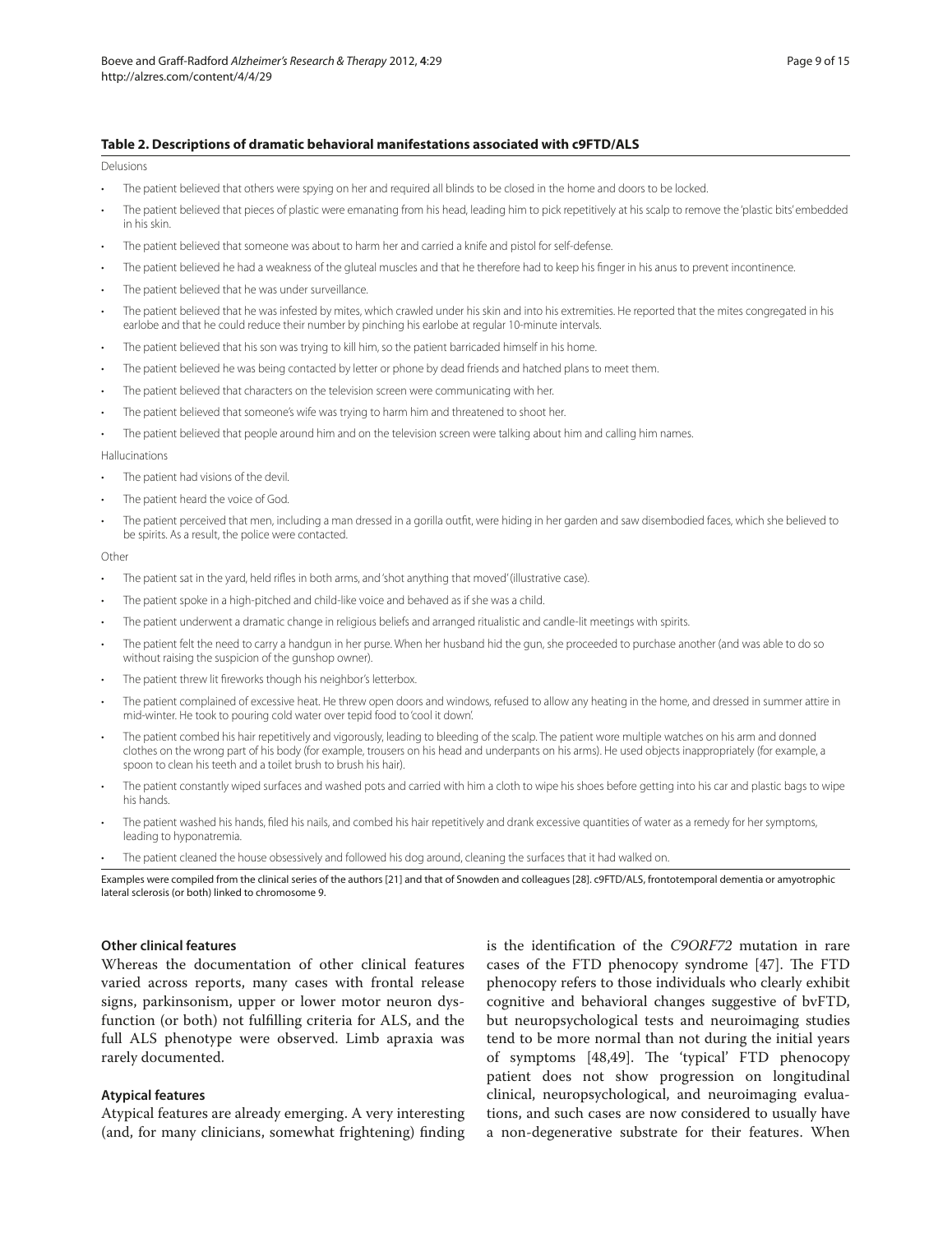**Table 2. Descriptions of dramatic behavioral manifestations associated with c9FTD/ALS**

Delusions

- The patient believed that others were spying on her and required all blinds to be closed in the home and doors to be locked.
- The patient believed that pieces of plastic were emanating from his head, leading him to pick repetitively at his scalp to remove the 'plastic bits' embedded in his skin.
- The patient believed that someone was about to harm her and carried a knife and pistol for self-defense.
- The patient believed he had a weakness of the gluteal muscles and that he therefore had to keep his finger in his anus to prevent incontinence.
- The patient believed that he was under surveillance.
- The patient believed that he was infested by mites, which crawled under his skin and into his extremities. He reported that the mites congregated in his earlobe and that he could reduce their number by pinching his earlobe at regular 10-minute intervals.
- The patient believed that his son was trying to kill him, so the patient barricaded himself in his home.
- The patient believed he was being contacted by letter or phone by dead friends and hatched plans to meet them.
- The patient believed that characters on the television screen were communicating with her.
- The patient believed that someone's wife was trying to harm him and threatened to shoot her.
- The patient believed that people around him and on the television screen were talking about him and calling him names.

Hallucinations

- The patient had visions of the devil.
- The patient heard the voice of God.
- The patient perceived that men, including a man dressed in a gorilla outfit, were hiding in her garden and saw disembodied faces, which she believed to be spirits. As a result, the police were contacted.

Other

- The patient sat in the yard, held rifles in both arms, and 'shot anything that moved' (illustrative case).
- The patient spoke in a high-pitched and child-like voice and behaved as if she was a child.
- The patient underwent a dramatic change in religious beliefs and arranged ritualistic and candle-lit meetings with spirits.
- The patient felt the need to carry a handgun in her purse. When her husband hid the gun, she proceeded to purchase another (and was able to do so without raising the suspicion of the gunshop owner).
- The patient threw lit fireworks though his neighbor's letterbox.
- The patient complained of excessive heat. He threw open doors and windows, refused to allow any heating in the home, and dressed in summer attire in mid-winter. He took to pouring cold water over tepid food to 'cool it down'.
- The patient combed his hair repetitively and vigorously, leading to bleeding of the scalp. The patient wore multiple watches on his arm and donned clothes on the wrong part of his body (for example, trousers on his head and underpants on his arms). He used objects inappropriately (for example, a spoon to clean his teeth and a toilet brush to brush his hair).
- The patient constantly wiped surfaces and washed pots and carried with him a cloth to wipe his shoes before getting into his car and plastic bags to wipe his hands.
- The patient washed his hands, filed his nails, and combed his hair repetitively and drank excessive quantities of water as a remedy for her symptoms, leading to hyponatremia.
- The patient cleaned the house obsessively and followed his dog around, cleaning the surfaces that it had walked on.

Examples were compiled from the clinical series of the authors [21] and that of Snowden and colleagues [28]. c9FTD/ALS, frontotemporal dementia or amyotrophic lateral sclerosis (or both) linked to chromosome 9.

### Other clinical features

Whereas the documentation of other clinical features varied across reports, many cases with frontal release signs, parkinsonism, upper or lower motor neuron dysfunction (or both) not fulfilling criteria for ALS, and the full ALS phenotype were observed. Limb apraxia was rarely documented.

### Atypical features

Atypical features are already emerging. A very interesting (and, for many clinicians, somewhat frightening) finding is the identification of the *C9ORF72* mutation in rare cases of the FTD phenocopy syndrome [47]. The FTD phenocopy refers to those individuals who clearly exhibit cognitive and behavioral changes suggestive of bvFTD, but neuropsychological tests and neuroimaging studies tend to be more normal than not during the initial years of symptoms [48,49]. The 'typical' FTD phenocopy patient does not show progression on longitudinal clinical, neuropsychological, and neuroimaging evaluations, and such cases are now considered to usually have a non-degenerative substrate for their features. When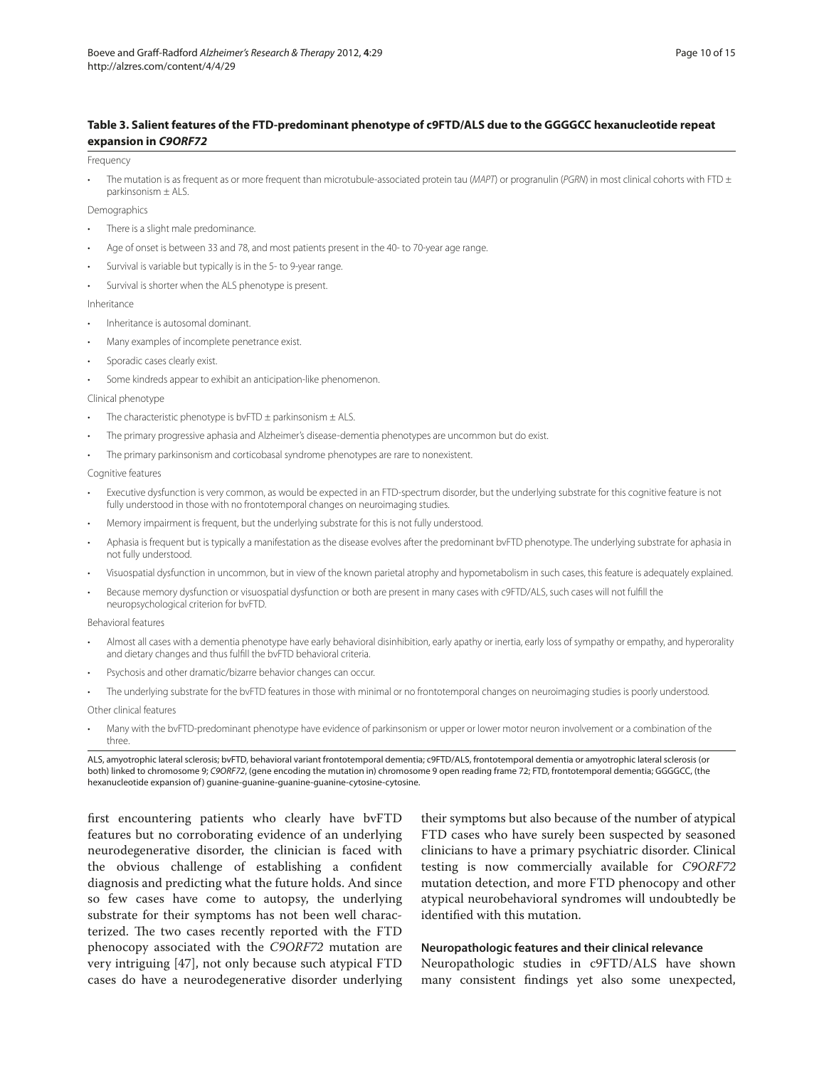**Table 3. Salient features of the FTD-predominant phenotype of c9FTD/ALS due to the GGGGCC hexanucleotide repeat expansion in *C9ORF72***

Frequency

- The mutation is as frequent as or more frequent than microtubule-associated protein tau (*MAPT*) or progranulin (*PGRN*) in most clinical cohorts with FTD ± parkinsonism ± ALS.

Demographics

- There is a slight male predominance.
- Age of onset is between 33 and 78, and most patients present in the 40- to 70-year age range.
- Survival is variable but typically is in the 5- to 9-year range.
- Survival is shorter when the ALS phenotype is present.

Inheritance

- Inheritance is autosomal dominant.
- Many examples of incomplete penetrance exist.
- Sporadic cases clearly exist.
- Some kindreds appear to exhibit an anticipation-like phenomenon.

Clinical phenotype

- The characteristic phenotype is bvFTD ± parkinsonism ± ALS.
- The primary progressive aphasia and Alzheimer's disease-dementia phenotypes are uncommon but do exist.
- The primary parkinsonism and corticobasal syndrome phenotypes are rare to nonexistent.

Cognitive features

- Executive dysfunction is very common, as would be expected in an FTD-spectrum disorder, but the underlying substrate for this cognitive feature is not fully understood in those with no frontotemporal changes on neuroimaging studies.
- Memory impairment is frequent, but the underlying substrate for this is not fully understood.
- Aphasia is frequent but is typically a manifestation as the disease evolves after the predominant bvFTD phenotype. The underlying substrate for aphasia in not fully understood.
- Visuospatial dysfunction in uncommon, but in view of the known parietal atrophy and hypometabolism in such cases, this feature is adequately explained.
- Because memory dysfunction or visuospatial dysfunction or both are present in many cases with c9FTD/ALS, such cases will not fulfill the neuropsychological criterion for bvFTD.

Behavioral features

- Almost all cases with a dementia phenotype have early behavioral disinhibition, early apathy or inertia, early loss of sympathy or empathy, and hyperorality and dietary changes and thus fulfill the bvFTD behavioral criteria.
- Psychosis and other dramatic/bizarre behavior changes can occur.
- The underlying substrate for the bvFTD features in those with minimal or no frontotemporal changes on neuroimaging studies is poorly understood.

Other clinical features

- Many with the bvFTD-predominant phenotype have evidence of parkinsonism or upper or lower motor neuron involvement or a combination of the three.

ALS, amyotrophic lateral sclerosis; bvFTD, behavioral variant frontotemporal dementia; c9FTD/ALS, frontotemporal dementia or amyotrophic lateral sclerosis (or both) linked to chromosome 9; *C9ORF72*, (gene encoding the mutation in) chromosome 9 open reading frame 72; FTD, frontotemporal dementia; GGGGCC, (the hexanucleotide expansion of) guanine-guanine-guanine-guanine-cytosine-cytosine.

first encountering patients who clearly have bvFTD features but no corroborating evidence of an underlying neurodegenerative disorder, the clinician is faced with the obvious challenge of establishing a confident diagnosis and predicting what the future holds. And since so few cases have come to autopsy, the underlying substrate for their symptoms has not been well characterized. The two cases recently reported with the FTD phenocopy associated with the *C9ORF72* mutation are very intriguing [47], not only because such atypical FTD cases do have a neurodegenerative disorder underlying their symptoms but also because of the number of atypical FTD cases who have surely been suspected by seasoned clinicians to have a primary psychiatric disorder. Clinical testing is now commercially available for *C9ORF72* mutation detection, and more FTD phenocopy and other atypical neurobehavioral syndromes will undoubtedly be identified with this mutation.

### Neuropathologic features and their clinical relevance

Neuropathologic studies in c9FTD/ALS have shown many consistent findings yet also some unexpected,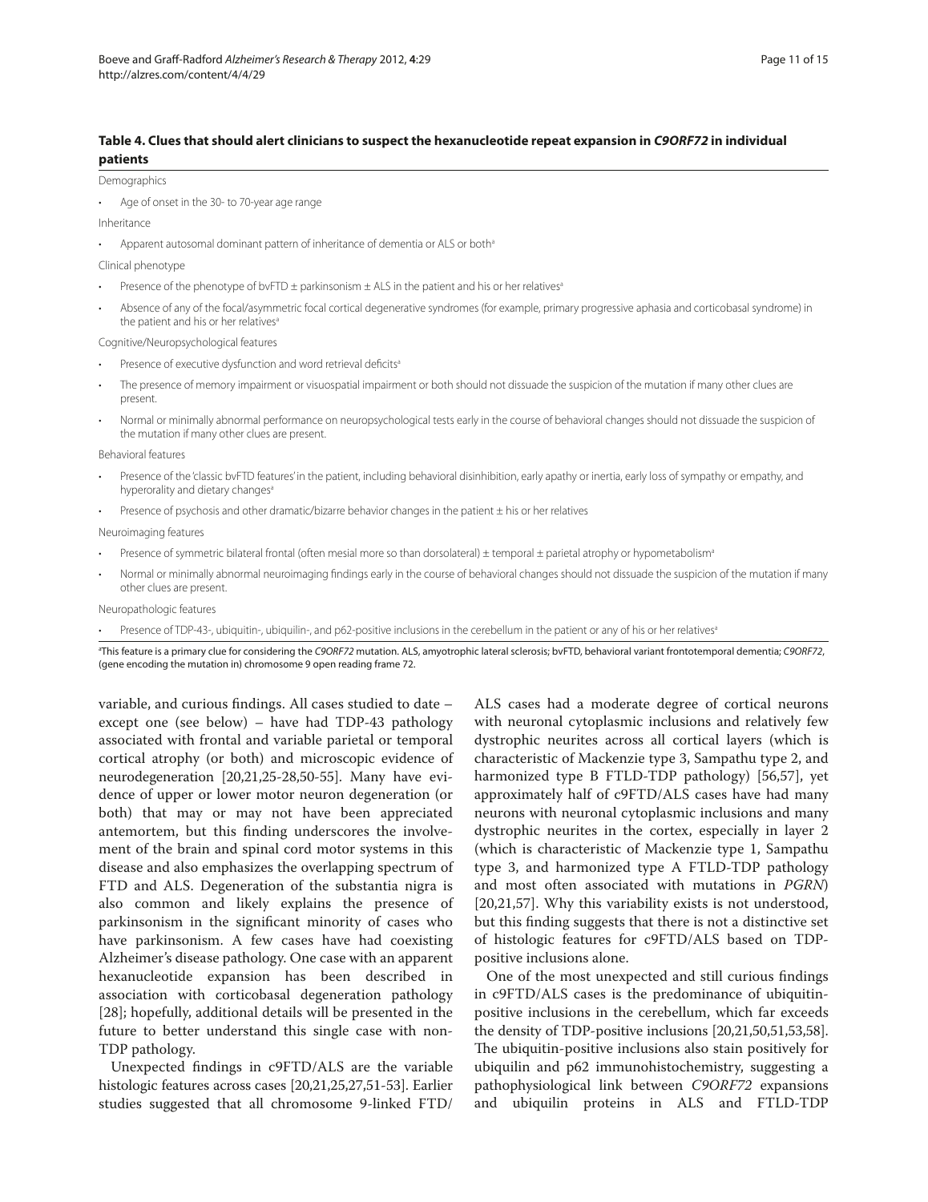**Table 4. Clues that should alert clinicians to suspect the hexanucleotide repeat expansion in *C9ORF72* in individual patients**

Demographics

- Age of onset in the 30- to 70-year age range

Inheritance

- Apparent autosomal dominant pattern of inheritance of dementia or ALS or both[a]

Clinical phenotype

- Presence of the phenotype of bvFTD ± parkinsonism ± ALS in the patient and his or her relatives[a]
- Absence of any of the focal/asymmetric focal cortical degenerative syndromes (for example, primary progressive aphasia and corticobasal syndrome) in the patient and his or her relatives[a]

Cognitive/Neuropsychological features

- Presence of executive dysfunction and word retrieval deficits[a]
- The presence of memory impairment or visuospatial impairment or both should not dissuade the suspicion of the mutation if many other clues are present.
- Normal or minimally abnormal performance on neuropsychological tests early in the course of behavioral changes should not dissuade the suspicion of the mutation if many other clues are present.

Behavioral features

- Presence of the 'classic bvFTD features' in the patient, including behavioral disinhibition, early apathy or inertia, early loss of sympathy or empathy, and hyperorality and dietary changes[a]
- Presence of psychosis and other dramatic/bizarre behavior changes in the patient ± his or her relatives

Neuroimaging features

- Presence of symmetric bilateral frontal (often mesial more so than dorsolateral) ± temporal ± parietal atrophy or hypometabolism[a]
- Normal or minimally abnormal neuroimaging findings early in the course of behavioral changes should not dissuade the suspicion of the mutation if many other clues are present.

Neuropathologic features

- Presence of TDP-43-, ubiquitin-, ubiquilin-, and p62-positive inclusions in the cerebellum in the patient or any of his or her relatives[a]

[a]This feature is a primary clue for considering the *C9ORF72* mutation. ALS, amyotrophic lateral sclerosis; bvFTD, behavioral variant frontotemporal dementia; *C9ORF72*, (gene encoding the mutation in) chromosome 9 open reading frame 72.

variable, and curious findings. All cases studied to date – except one (see below) – have had TDP-43 pathology associated with frontal and variable parietal or temporal cortical atrophy (or both) and microscopic evidence of neurodegeneration [20,21,25-28,50-55]. Many have evidence of upper or lower motor neuron degeneration (or both) that may or may not have been appreciated antemortem, but this finding underscores the involvement of the brain and spinal cord motor systems in this disease and also emphasizes the overlapping spectrum of FTD and ALS. Degeneration of the substantia nigra is also common and likely explains the presence of parkinsonism in the significant minority of cases who have parkinsonism. A few cases have had coexisting Alzheimer's disease pathology. One case with an apparent hexanucleotide expansion has been described in association with corticobasal degeneration pathology [28]; hopefully, additional details will be presented in the future to better understand this single case with non-TDP pathology.

Unexpected findings in c9FTD/ALS are the variable histologic features across cases [20,21,25,27,51-53]. Earlier studies suggested that all chromosome 9-linked FTD/ALS cases had a moderate degree of cortical neurons with neuronal cytoplasmic inclusions and relatively few dystrophic neurites across all cortical layers (which is characteristic of Mackenzie type 3, Sampathu type 2, and harmonized type B FTLD-TDP pathology) [56,57], yet approximately half of c9FTD/ALS cases have had many neurons with neuronal cytoplasmic inclusions and many dystrophic neurites in the cortex, especially in layer 2 (which is characteristic of Mackenzie type 1, Sampathu type 3, and harmonized type A FTLD-TDP pathology and most often associated with mutations in *PGRN*) [20,21,57]. Why this variability exists is not understood, but this finding suggests that there is not a distinctive set of histologic features for c9FTD/ALS based on TDP-positive inclusions alone.

One of the most unexpected and still curious findings in c9FTD/ALS cases is the predominance of ubiquitin-positive inclusions in the cerebellum, which far exceeds the density of TDP-positive inclusions [20,21,50,51,53,58]. The ubiquitin-positive inclusions also stain positively for ubiquilin and p62 immunohistochemistry, suggesting a pathophysiological link between *C9ORF72* expansions and ubiquilin proteins in ALS and FTLD-TDP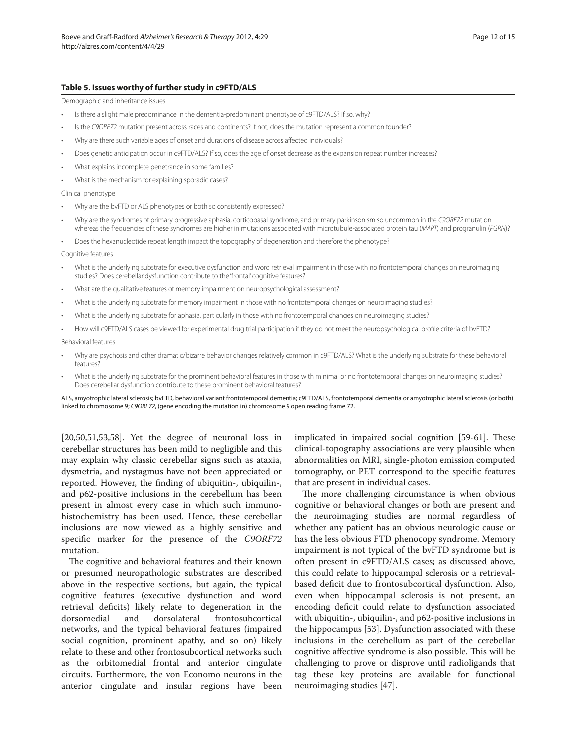**Table 5. Issues worthy of further study in c9FTD/ALS**

Demographic and inheritance issues

- Is there a slight male predominance in the dementia-predominant phenotype of c9FTD/ALS? If so, why?
- Is the *C9ORF72* mutation present across races and continents? If not, does the mutation represent a common founder?
- Why are there such variable ages of onset and durations of disease across affected individuals?
- Does genetic anticipation occur in c9FTD/ALS? If so, does the age of onset decrease as the expansion repeat number increases?
- What explains incomplete penetrance in some families?
- What is the mechanism for explaining sporadic cases?

Clinical phenotype

- Why are the bvFTD or ALS phenotypes or both so consistently expressed?
- Why are the syndromes of primary progressive aphasia, corticobasal syndrome, and primary parkinsonism so uncommon in the *C9ORF72* mutation whereas the frequencies of these syndromes are higher in mutations associated with microtubule-associated protein tau (*MAPT*) and progranulin (*PGRN*)?
- Does the hexanucleotide repeat length impact the topography of degeneration and therefore the phenotype?

Cognitive features

- What is the underlying substrate for executive dysfunction and word retrieval impairment in those with no frontotemporal changes on neuroimaging studies? Does cerebellar dysfunction contribute to the 'frontal' cognitive features?
- What are the qualitative features of memory impairment on neuropsychological assessment?
- What is the underlying substrate for memory impairment in those with no frontotemporal changes on neuroimaging studies?
- What is the underlying substrate for aphasia, particularly in those with no frontotemporal changes on neuroimaging studies?
- How will c9FTD/ALS cases be viewed for experimental drug trial participation if they do not meet the neuropsychological profile criteria of bvFTD?

Behavioral features

- Why are psychosis and other dramatic/bizarre behavior changes relatively common in c9FTD/ALS? What is the underlying substrate for these behavioral features?
- What is the underlying substrate for the prominent behavioral features in those with minimal or no frontotemporal changes on neuroimaging studies? Does cerebellar dysfunction contribute to these prominent behavioral features?

ALS, amyotrophic lateral sclerosis; bvFTD, behavioral variant frontotemporal dementia; c9FTD/ALS, frontotemporal dementia or amyotrophic lateral sclerosis (or both) linked to chromosome 9; *C9ORF72*, (gene encoding the mutation in) chromosome 9 open reading frame 72.

[20,50,51,53,58]. Yet the degree of neuronal loss in cerebellar structures has been mild to negligible and this may explain why classic cerebellar signs such as ataxia, dysmetria, and nystagmus have not been appreciated or reported. However, the finding of ubiquitin-, ubiquilin-, and p62-positive inclusions in the cerebellum has been present in almost every case in which such immunohistochemistry has been used. Hence, these cerebellar inclusions are now viewed as a highly sensitive and specific marker for the presence of the *C9ORF72* mutation.

The cognitive and behavioral features and their known or presumed neuropathologic substrates are described above in the respective sections, but again, the typical cognitive features (executive dysfunction and word retrieval deficits) likely relate to degeneration in the dorsomedial and dorsolateral frontosubcortical networks, and the typical behavioral features (impaired social cognition, prominent apathy, and so on) likely relate to these and other frontosubcortical networks such as the orbitomedial frontal and anterior cingulate circuits. Furthermore, the von Economo neurons in the anterior cingulate and insular regions have been implicated in impaired social cognition [59-61]. These clinical-topography associations are very plausible when abnormalities on MRI, single-photon emission computed tomography, or PET correspond to the specific features that are present in individual cases.

The more challenging circumstance is when obvious cognitive or behavioral changes or both are present and the neuroimaging studies are normal regardless of whether any patient has an obvious neurologic cause or has the less obvious FTD phenocopy syndrome. Memory impairment is not typical of the bvFTD syndrome but is often present in c9FTD/ALS cases; as discussed above, this could relate to hippocampal sclerosis or a retrieval-based deficit due to frontosubcortical dysfunction. Also, even when hippocampal sclerosis is not present, an encoding deficit could relate to dysfunction associated with ubiquitin-, ubiquilin-, and p62-positive inclusions in the hippocampus [53]. Dysfunction associated with these inclusions in the cerebellum as part of the cerebellar cognitive affective syndrome is also possible. This will be challenging to prove or disprove until radioligands that tag these key proteins are available for functional neuroimaging studies [47].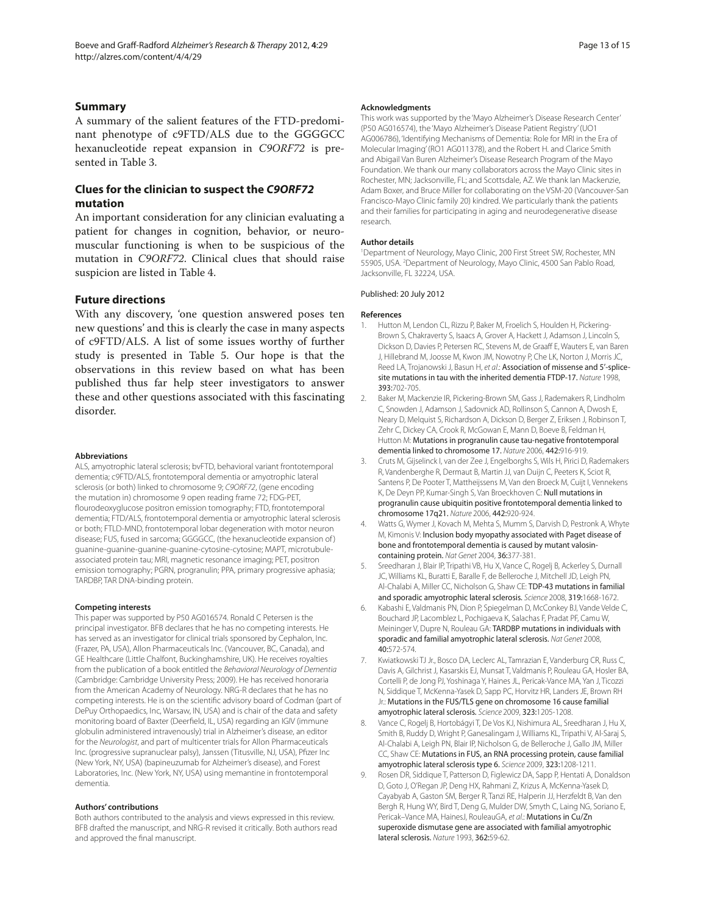## Summary

A summary of the salient features of the FTD-predominant phenotype of c9FTD/ALS due to the GGGGCC hexanucleotide repeat expansion in *C9ORF72* is presented in Table 3.

## Clues for the clinician to suspect the *C9ORF72* mutation

An important consideration for any clinician evaluating a patient for changes in cognition, behavior, or neuromuscular functioning is when to be suspicious of the mutation in *C9ORF72*. Clinical clues that should raise suspicion are listed in Table 4.

## Future directions

With any discovery, 'one question answered poses ten new questions' and this is clearly the case in many aspects of c9FTD/ALS. A list of some issues worthy of further study is presented in Table 5. Our hope is that the observations in this review based on what has been published thus far help steer investigators to answer these and other questions associated with this fascinating disorder.

#### Abbreviations

ALS, amyotrophic lateral sclerosis; bvFTD, behavioral variant frontotemporal dementia; c9FTD/ALS, frontotemporal dementia or amyotrophic lateral sclerosis (or both) linked to chromosome 9; *C9ORF72*, (gene encoding the mutation in) chromosome 9 open reading frame 72; FDG-PET, flourodeoxyglucose positron emission tomography; FTD, frontotemporal dementia; FTD/ALS, frontotemporal dementia or amyotrophic lateral sclerosis or both; FTLD-MND, frontotemporal lobar degeneration with motor neuron disease; FUS, fused in sarcoma; GGGGCC, (the hexanucleotide expansion of) guanine-guanine-guanine-guanine-cytosine-cytosine; MAPT, microtubule-associated protein tau; MRI, magnetic resonance imaging; PET, positron emission tomography; PGRN, progranulin; PPA, primary progressive aphasia; TARDBP, TAR DNA-binding protein.

#### Competing interests

This paper was supported by P50 AG016574. Ronald C Petersen is the principal investigator. BFB declares that he has no competing interests. He has served as an investigator for clinical trials sponsored by Cephalon, Inc. (Frazer, PA, USA), Allon Pharmaceuticals Inc. (Vancouver, BC, Canada), and GE Healthcare (Little Chalfont, Buckinghamshire, UK). He receives royalties from the publication of a book entitled the *Behavioral Neurology of Dementia* (Cambridge: Cambridge University Press; 2009). He has received honoraria from the American Academy of Neurology. NRG-R declares that he has no competing interests. He is on the scientific advisory board of Codman (part of DePuy Orthopaedics, Inc, Warsaw, IN, USA) and is chair of the data and safety monitoring board of Baxter (Deerfield, IL, USA) regarding an IGIV (immune globulin administered intravenously) trial in Alzheimer's disease, an editor for the *Neurologist*, and part of multicenter trials for Allon Pharmaceuticals Inc. (progressive supranuclear palsy), Janssen (Titusville, NJ, USA), Pfizer Inc (New York, NY, USA) (bapineuzumab for Alzheimer's disease), and Forest Laboratories, Inc. (New York, NY, USA) using memantine in frontotemporal dementia.

#### Authors' contributions

Both authors contributed to the analysis and views expressed in this review. BFB drafted the manuscript, and NRG-R revised it critically. Both authors read and approved the final manuscript.

#### Acknowledgments

This work was supported by the 'Mayo Alzheimer's Disease Research Center' (P50 AG016574), the 'Mayo Alzheimer's Disease Patient Registry' (UO1 AG006786), 'Identifying Mechanisms of Dementia: Role for MRI in the Era of Molecular Imaging' (RO1 AG011378), and the Robert H. and Clarice Smith and Abigail Van Buren Alzheimer's Disease Research Program of the Mayo Foundation. We thank our many collaborators across the Mayo Clinic sites in Rochester, MN; Jacksonville, FL; and Scottsdale, AZ. We thank Ian Mackenzie, Adam Boxer, and Bruce Miller for collaborating on the VSM-20 (Vancouver-San Francisco-Mayo Clinic family 20) kindred. We particularly thank the patients and their families for participating in aging and neurodegenerative disease research.

#### Author details

[1]Department of Neurology, Mayo Clinic, 200 First Street SW, Rochester, MN 55905, USA. [2]Department of Neurology, Mayo Clinic, 4500 San Pablo Road, Jacksonville, FL 32224, USA.

Published: 20 July 2012

#### References

1. Hutton M, Lendon CL, Rizzu P, Baker M, Froelich S, Houlden H, Pickering-Brown S, Chakraverty S, Isaacs A, Grover A, Hackett J, Adamson J, Lincoln S, Dickson D, Davies P, Petersen RC, Stevens M, de Graaff E, Wauters E, van Baren J, Hillebrand M, Joosse M, Kwon JM, Nowotny P, Che LK, Norton J, Morris JC, Reed LA, Trojanowski J, Basun H, *et al.*: Association of missense and 5'-splice-site mutations in tau with the inherited dementia FTDP-17. *Nature* 1998, **393:**702-705.
2. Baker M, Mackenzie IR, Pickering-Brown SM, Gass J, Rademakers R, Lindholm C, Snowden J, Adamson J, Sadovnick AD, Rollinson S, Cannon A, Dwosh E, Neary D, Melquist S, Richardson A, Dickson D, Berger Z, Eriksen J, Robinson T, Zehr C, Dickey CA, Crook R, McGowan E, Mann D, Boeve B, Feldman H, Hutton M: Mutations in progranulin cause tau-negative frontotemporal dementia linked to chromosome 17. *Nature* 2006, **442:**916-919.
3. Cruts M, Gijselinck I, van der Zee J, Engelborghs S, Wils H, Pirici D, Rademakers R, Vandenberghe R, Dermaut B, Martin JJ, van Duijn C, Peeters K, Sciot R, Santens P, De Pooter T, Mattheijssens M, Van den Broeck M, Cuijt I, Vennekens K, De Deyn PP, Kumar-Singh S, Van Broeckhoven C: Null mutations in progranulin cause ubiquitin positive frontotemporal dementia linked to chromosome 17q21. *Nature* 2006, **442:**920-924.
4. Watts G, Wymer J, Kovach M, Mehta S, Mumm S, Darvish D, Pestronk A, Whyte M, Kimonis V: Inclusion body myopathy associated with Paget disease of bone and frontotemporal dementia is caused by mutant valosin-containing protein. *Nat Genet* 2004, **36:**377-381.
5. Sreedharan J, Blair IP, Tripathi VB, Hu X, Vance C, Rogelj B, Ackerley S, Durnall JC, Williams KL, Buratti E, Baralle F, de Belleroche J, Mitchell JD, Leigh PN, Al-Chalabi A, Miller CC, Nicholson G, Shaw CE: TDP-43 mutations in familial and sporadic amyotrophic lateral sclerosis. *Science* 2008, **319:**1668-1672.
6. Kabashi E, Valdmanis PN, Dion P, Spiegelman D, McConkey BJ, Vande Velde C, Bouchard JP, Lacomblez L, Pochigaeva K, Salachas F, Pradat PF, Camu W, Meininger V, Dupre N, Rouleau GA: TARDBP mutations in individuals with sporadic and familial amyotrophic lateral sclerosis. *Nat Genet* 2008, **40:**572-574.
7. Kwiatkowski TJ Jr., Bosco DA, Leclerc AL, Tamrazian E, Vanderburg CR, Russ C, Davis A, Gilchrist J, Kasarskis EJ, Munsat T, Valdmanis P, Rouleau GA, Hosler BA, Cortelli P, de Jong PJ, Yoshinaga Y, Haines JL, Pericak-Vance MA, Yan J, Ticozzi N, Siddique T, McKenna-Yasek D, Sapp PC, Horvitz HR, Landers JE, Brown RH Jr.: Mutations in the FUS/TLS gene on chromosome 16 cause familial amyotrophic lateral sclerosis. *Science* 2009, **323:**1205-1208.
8. Vance C, Rogelj B, Hortobágyi T, De Vos KJ, Nishimura AL, Sreedharan J, Hu X, Smith B, Ruddy D, Wright P, Ganesalingam J, Williams KL, Tripathi V, Al-Saraj S, Al-Chalabi A, Leigh PN, Blair IP, Nicholson G, de Belleroche J, Gallo JM, Miller CC, Shaw CE: Mutations in FUS, an RNA processing protein, cause familial amyotrophic lateral sclerosis type 6. *Science* 2009, **323:**1208-1211.
9. Rosen DR, Siddique T, Patterson D, Figlewicz DA, Sapp P, Hentati A, Donaldson D, Goto J, O'Regan JP, Deng HX, Rahmani Z, Krizus A, McKenna-Yasek D, Cayabyab A, Gaston SM, Berger R, Tanzi RE, Halperin JJ, Herzfeldt B, Van den Bergh R, Hung WY, Bird T, Deng G, Mulder DW, Smyth C, Laing NG, Soriano E, Pericak–Vance MA, HainesJ, RouleauGA, *et al.*: Mutations in Cu/Zn superoxide dismutase gene are associated with familial amyotrophic lateral sclerosis. *Nature* 1993, **362:**59-62.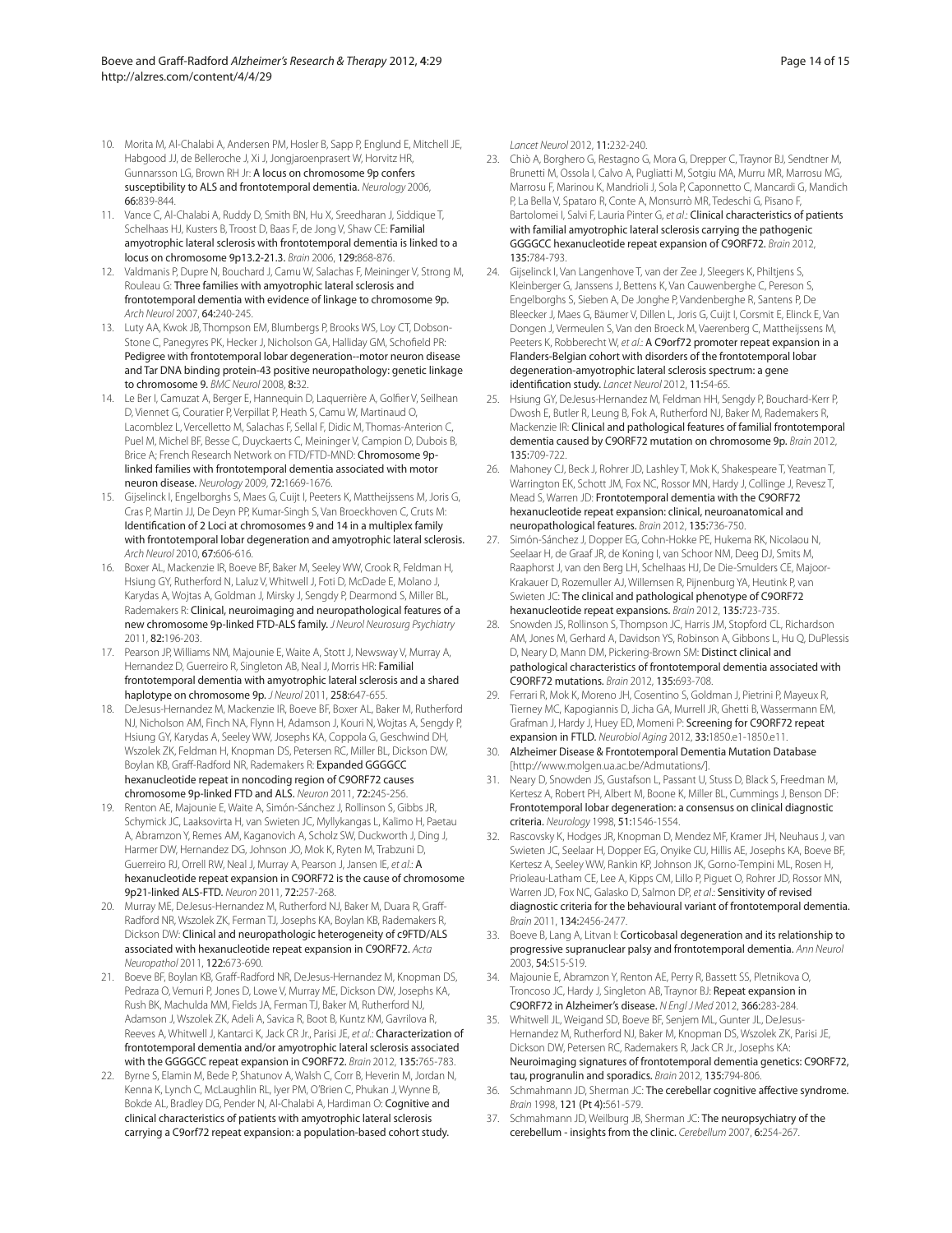10. Morita M, Al-Chalabi A, Andersen PM, Hosler B, Sapp P, Englund E, Mitchell JE, Habgood JJ, de Belleroche J, Xi J, Jongjaroenprasert W, Horvitz HR, Gunnarsson LG, Brown RH Jr: A locus on chromosome 9p confers susceptibility to ALS and frontotemporal dementia. *Neurology* 2006, **66:**839-844.
11. Vance C, Al-Chalabi A, Ruddy D, Smith BN, Hu X, Sreedharan J, Siddique T, Schelhaas HJ, Kusters B, Troost D, Baas F, de Jong V, Shaw CE: Familial amyotrophic lateral sclerosis with frontotemporal dementia is linked to a locus on chromosome 9p13.2-21.3. *Brain* 2006, **129:**868-876.
12. Valdmanis P, Dupre N, Bouchard J, Camu W, Salachas F, Meininger V, Strong M, Rouleau G: Three families with amyotrophic lateral sclerosis and frontotemporal dementia with evidence of linkage to chromosome 9p. *Arch Neurol* 2007, **64:**240-245.
13. Luty AA, Kwok JB, Thompson EM, Blumbergs P, Brooks WS, Loy CT, Dobson-Stone C, Panegyres PK, Hecker J, Nicholson GA, Halliday GM, Schofield PR: Pedigree with frontotemporal lobar degeneration--motor neuron disease and Tar DNA binding protein-43 positive neuropathology: genetic linkage to chromosome 9. *BMC Neurol* 2008, **8:**32.
14. Le Ber I, Camuzat A, Berger E, Hannequin D, Laquerrière A, Golfier V, Seilhean D, Viennet G, Couratier P, Verpillat P, Heath S, Camu W, Martinaud O, Lacomblez L, Vercelletto M, Salachas F, Sellal F, Didic M, Thomas-Anterion C, Puel M, Michel BF, Besse C, Duyckaerts C, Meininger V, Campion D, Dubois B, Brice A; French Research Network on FTD/FTD-MND: Chromosome 9p-linked families with frontotemporal dementia associated with motor neuron disease. *Neurology* 2009, **72:**1669-1676.
15. Gijselinck I, Engelborghs S, Maes G, Cuijt I, Peeters K, Mattheijssens M, Joris G, Cras P, Martin JJ, De Deyn PP, Kumar-Singh S, Van Broeckhoven C, Cruts M: Identification of 2 Loci at chromosomes 9 and 14 in a multiplex family with frontotemporal lobar degeneration and amyotrophic lateral sclerosis. *Arch Neurol* 2010, **67:**606-616.
16. Boxer AL, Mackenzie IR, Boeve BF, Baker M, Seeley WW, Crook R, Feldman H, Hsiung GY, Rutherford N, Laluz V, Whitwell J, Foti D, McDade E, Molano J, Karydas A, Wojtas A, Goldman J, Mirsky J, Sengdy P, Dearmond S, Miller BL, Rademakers R: Clinical, neuroimaging and neuropathological features of a new chromosome 9p-linked FTD-ALS family. *J Neurol Neurosurg Psychiatry* 2011, **82:**196-203.
17. Pearson JP, Williams NM, Majounie E, Waite A, Stott J, Newsway V, Murray A, Hernandez D, Guerreiro R, Singleton AB, Neal J, Morris HR: Familial frontotemporal dementia with amyotrophic lateral sclerosis and a shared haplotype on chromosome 9p. *J Neurol* 2011, **258:**647-655.
18. DeJesus-Hernandez M, Mackenzie IR, Boeve BF, Boxer AL, Baker M, Rutherford NJ, Nicholson AM, Finch NA, Flynn H, Adamson J, Kouri N, Wojtas A, Sengdy P, Hsiung GY, Karydas A, Seeley WW, Josephs KA, Coppola G, Geschwind DH, Wszolek ZK, Feldman H, Knopman DS, Petersen RC, Miller BL, Dickson DW, Boylan KB, Graff-Radford NR, Rademakers R: Expanded GGGGCC hexanucleotide repeat in noncoding region of C9ORF72 causes chromosome 9p-linked FTD and ALS. *Neuron* 2011, **72:**245-256.
19. Renton AE, Majounie E, Waite A, Simón-Sánchez J, Rollinson S, Gibbs JR, Schymick JC, Laaksovirta H, van Swieten JC, Myllykangas L, Kalimo H, Paetau A, Abramzon Y, Remes AM, Kaganovich A, Scholz SW, Duckworth J, Ding J, Harmer DW, Hernandez DG, Johnson JO, Mok K, Ryten M, Trabzuni D, Guerreiro RJ, Orrell RW, Neal J, Murray A, Pearson J, Jansen IE, *et al.*: A hexanucleotide repeat expansion in C9ORF72 is the cause of chromosome 9p21-linked ALS-FTD. *Neuron* 2011, **72:**257-268.
20. Murray ME, DeJesus-Hernandez M, Rutherford NJ, Baker M, Duara R, Graff-Radford NR, Wszolek ZK, Ferman TJ, Josephs KA, Boylan KB, Rademakers R, Dickson DW: Clinical and neuropathologic heterogeneity of c9FTD/ALS associated with hexanucleotide repeat expansion in C9ORF72. *Acta Neuropathol* 2011, **122:**673-690.
21. Boeve BF, Boylan KB, Graff-Radford NR, DeJesus-Hernandez M, Knopman DS, Pedraza O, Vemuri P, Jones D, Lowe V, Murray ME, Dickson DW, Josephs KA, Rush BK, Machulda MM, Fields JA, Ferman TJ, Baker M, Rutherford NJ, Adamson J, Wszolek ZK, Adeli A, Savica R, Boot B, Kuntz KM, Gavrilova R, Reeves A, Whitwell J, Kantarci K, Jack CR Jr., Parisi JE, *et al.*: Characterization of frontotemporal dementia and/or amyotrophic lateral sclerosis associated with the GGGGCC repeat expansion in C9ORF72. *Brain* 2012, **135:**765-783.
22. Byrne S, Elamin M, Bede P, Shatunov A, Walsh C, Corr B, Heverin M, Jordan N, Kenna K, Lynch C, McLaughlin RL, Iyer PM, O'Brien C, Phukan J, Wynne B, Bokde AL, Bradley DG, Pender N, Al-Chalabi A, Hardiman O: Cognitive and clinical characteristics of patients with amyotrophic lateral sclerosis carrying a C9orf72 repeat expansion: a population-based cohort study. *Lancet Neurol* 2012, **11:**232-240.
23. Chiò A, Borghero G, Restagno G, Mora G, Drepper C, Traynor BJ, Sendtner M, Brunetti M, Ossola I, Calvo A, Pugliatti M, Sotgiu MA, Murru MR, Marrosu MG, Marrosu F, Marinou K, Mandrioli J, Sola P, Caponnetto C, Mancardi G, Mandich P, La Bella V, Spataro R, Conte A, Monsurrò MR, Tedeschi G, Pisano F, Bartolomei I, Salvi F, Lauria Pinter G, *et al.*: Clinical characteristics of patients with familial amyotrophic lateral sclerosis carrying the pathogenic GGGGCC hexanucleotide repeat expansion of C9ORF72. *Brain* 2012, **135:**784-793.
24. Gijselinck I, Van Langenhove T, van der Zee J, Sleegers K, Philtjens S, Kleinberger G, Janssens J, Bettens K, Van Cauwenberghe C, Pereson S, Engelborghs S, Sieben A, De Jonghe P, Vandenberghe R, Santens P, De Bleecker J, Maes G, Bäumer V, Dillen L, Joris G, Cuijt I, Corsmit E, Elinck E, Van Dongen J, Vermeulen S, Van den Broeck M, Vaerenberg C, Mattheijssens M, Peeters K, Robberecht W, *et al.*: A C9orf72 promoter repeat expansion in a Flanders-Belgian cohort with disorders of the frontotemporal lobar degeneration-amyotrophic lateral sclerosis spectrum: a gene identification study. *Lancet Neurol* 2012, **11:**54-65.
25. Hsiung GY, DeJesus-Hernandez M, Feldman HH, Sengdy P, Bouchard-Kerr P, Dwosh E, Butler R, Leung B, Fok A, Rutherford NJ, Baker M, Rademakers R, Mackenzie IR: Clinical and pathological features of familial frontotemporal dementia caused by C9ORF72 mutation on chromosome 9p. *Brain* 2012, **135:**709-722.
26. Mahoney CJ, Beck J, Rohrer JD, Lashley T, Mok K, Shakespeare T, Yeatman T, Warrington EK, Schott JM, Fox NC, Rossor MN, Hardy J, Collinge J, Revesz T, Mead S, Warren JD: Frontotemporal dementia with the C9ORF72 hexanucleotide repeat expansion: clinical, neuroanatomical and neuropathological features. *Brain* 2012, **135:**736-750.
27. Simón-Sánchez J, Dopper EG, Cohn-Hokke PE, Hukema RK, Nicolaou N, Seelaar H, de Graaf JR, de Koning I, van Schoor NM, Deeg DJ, Smits M, Raaphorst J, van den Berg LH, Schelhaas HJ, De Die-Smulders CE, Majoor-Krakauer D, Rozemuller AJ, Willemsen R, Pijnenburg YA, Heutink P, van Swieten JC: The clinical and pathological phenotype of C9ORF72 hexanucleotide repeat expansions. *Brain* 2012, **135:**723-735.
28. Snowden JS, Rollinson S, Thompson JC, Harris JM, Stopford CL, Richardson AM, Jones M, Gerhard A, Davidson YS, Robinson A, Gibbons L, Hu Q, DuPlessis D, Neary D, Mann DM, Pickering-Brown SM: Distinct clinical and pathological characteristics of frontotemporal dementia associated with C9ORF72 mutations. *Brain* 2012, **135:**693-708.
29. Ferrari R, Mok K, Moreno JH, Cosentino S, Goldman J, Pietrini P, Mayeux R, Tierney MC, Kapogiannis D, Jicha GA, Murrell JR, Ghetti B, Wassermann EM, Grafman J, Hardy J, Huey ED, Momeni P: Screening for C9ORF72 repeat expansion in FTLD. *Neurobiol Aging* 2012, **33:**1850.e1-1850.e11.
30. Alzheimer Disease & Frontotemporal Dementia Mutation Database [http://www.molgen.ua.ac.be/Admutations/].
31. Neary D, Snowden JS, Gustafson L, Passant U, Stuss D, Black S, Freedman M, Kertesz A, Robert PH, Albert M, Boone K, Miller BL, Cummings J, Benson DF: Frontotemporal lobar degeneration: a consensus on clinical diagnostic criteria. *Neurology* 1998, **51:**1546-1554.
32. Rascovsky K, Hodges JR, Knopman D, Mendez MF, Kramer JH, Neuhaus J, van Swieten JC, Seelaar H, Dopper EG, Onyike CU, Hillis AE, Josephs KA, Boeve BF, Kertesz A, Seeley WW, Rankin KP, Johnson JK, Gorno-Tempini ML, Rosen H, Prioleau-Latham CE, Lee A, Kipps CM, Lillo P, Piguet O, Rohrer JD, Rossor MN, Warren JD, Fox NC, Galasko D, Salmon DP, *et al.*: Sensitivity of revised diagnostic criteria for the behavioural variant of frontotemporal dementia. *Brain* 2011, **134:**2456-2477.
33. Boeve B, Lang A, Litvan I: Corticobasal degeneration and its relationship to progressive supranuclear palsy and frontotemporal dementia. *Ann Neurol* 2003, **54:**S15-S19.
34. Majounie E, Abramzon Y, Renton AE, Perry R, Bassett SS, Pletnikova O, Troncoso JC, Hardy J, Singleton AB, Traynor BJ: Repeat expansion in C9ORF72 in Alzheimer's disease. *N Engl J Med* 2012, **366:**283-284.
35. Whitwell JL, Weigand SD, Boeve BF, Senjem ML, Gunter JL, DeJesus-Hernandez M, Rutherford NJ, Baker M, Knopman DS, Wszolek ZK, Parisi JE, Dickson DW, Petersen RC, Rademakers R, Jack CR Jr., Josephs KA: Neuroimaging signatures of frontotemporal dementia genetics: C9ORF72, tau, progranulin and sporadics. *Brain* 2012, **135:**794-806.
36. Schmahmann JD, Sherman JC: The cerebellar cognitive affective syndrome. *Brain* 1998, **121 (Pt 4):**561-579.
37. Schmahmann JD, Weilburg JB, Sherman JC: The neuropsychiatry of the cerebellum - insights from the clinic. *Cerebellum* 2007, **6:**254-267.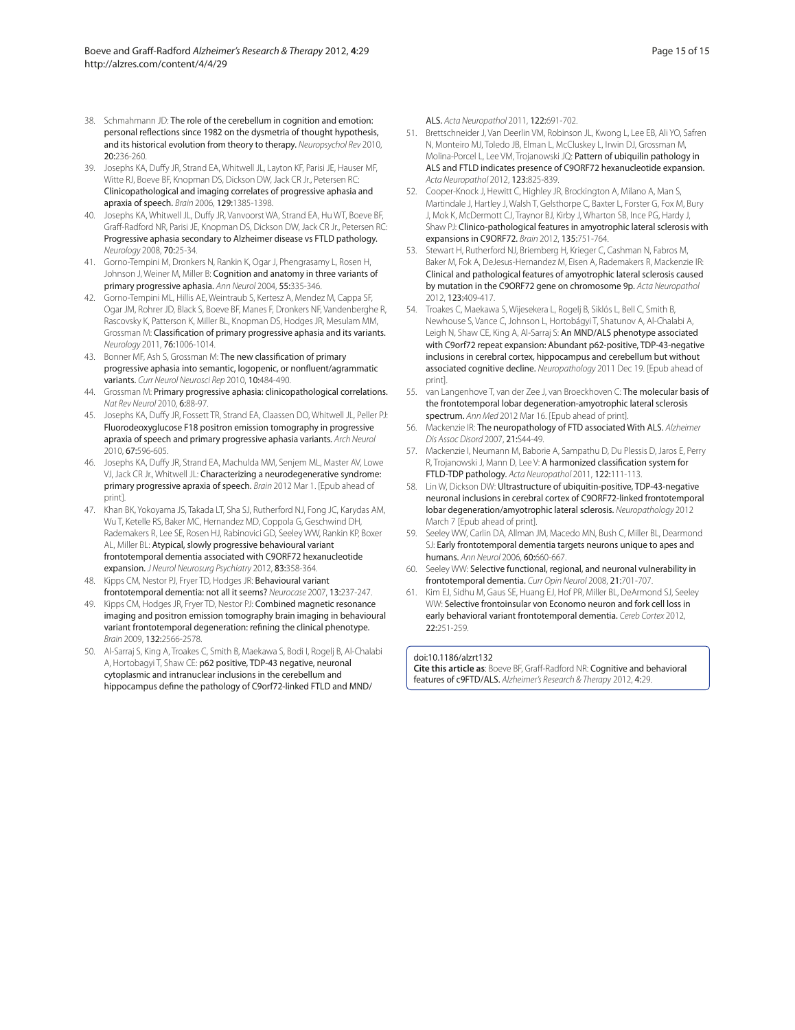38. Schmahmann JD: **The role of the cerebellum in cognition and emotion: personal reflections since 1982 on the dysmetria of thought hypothesis, and its historical evolution from theory to therapy.** *Neuropsychol Rev* 2010, **20:**236-260.
39. Josephs KA, Duffy JR, Strand EA, Whitwell JL, Layton KF, Parisi JE, Hauser MF, Witte RJ, Boeve BF, Knopman DS, Dickson DW, Jack CR Jr., Petersen RC: **Clinicopathological and imaging correlates of progressive aphasia and apraxia of speech.** *Brain* 2006, **129:**1385-1398.
40. Josephs KA, Whitwell JL, Duffy JR, Vanvoorst WA, Strand EA, Hu WT, Boeve BF, Graff-Radford NR, Parisi JE, Knopman DS, Dickson DW, Jack CR Jr., Petersen RC: **Progressive aphasia secondary to Alzheimer disease vs FTLD pathology.** *Neurology* 2008, **70:**25-34.
41. Gorno-Tempini M, Dronkers N, Rankin K, Ogar J, Phengrasamy L, Rosen H, Johnson J, Weiner M, Miller B: **Cognition and anatomy in three variants of primary progressive aphasia.** *Ann Neurol* 2004, **55:**335-346.
42. Gorno-Tempini ML, Hillis AE, Weintraub S, Kertesz A, Mendez M, Cappa SF, Ogar JM, Rohrer JD, Black S, Boeve BF, Manes F, Dronkers NF, Vandenberghe R, Rascovsky K, Patterson K, Miller BL, Knopman DS, Hodges JR, Mesulam MM, Grossman M: **Classification of primary progressive aphasia and its variants.** *Neurology* 2011, **76:**1006-1014.
43. Bonner MF, Ash S, Grossman M: **The new classification of primary progressive aphasia into semantic, logopenic, or nonfluent/agrammatic variants.** *Curr Neurol Neurosci Rep* 2010, **10:**484-490.
44. Grossman M: **Primary progressive aphasia: clinicopathological correlations.** *Nat Rev Neurol* 2010, **6:**88-97.
45. Josephs KA, Duffy JR, Fossett TR, Strand EA, Claassen DO, Whitwell JL, Peller PJ: **Fluorodeoxyglucose F18 positron emission tomography in progressive apraxia of speech and primary progressive aphasia variants.** *Arch Neurol* 2010, **67:**596-605.
46. Josephs KA, Duffy JR, Strand EA, Machulda MM, Senjem ML, Master AV, Lowe VJ, Jack CR Jr., Whitwell JL: **Characterizing a neurodegenerative syndrome: primary progressive apraxia of speech.** *Brain* 2012 Mar 1. [Epub ahead of print].
47. Khan BK, Yokoyama JS, Takada LT, Sha SJ, Rutherford NJ, Fong JC, Karydas AM, Wu T, Ketelle RS, Baker MC, Hernandez MD, Coppola G, Geschwind DH, Rademakers R, Lee SE, Rosen HJ, Rabinovici GD, Seeley WW, Rankin KP, Boxer AL, Miller BL: **Atypical, slowly progressive behavioural variant frontotemporal dementia associated with C9ORF72 hexanucleotide expansion.** *J Neurol Neurosurg Psychiatry* 2012, **83:**358-364.
48. Kipps CM, Nestor PJ, Fryer TD, Hodges JR: **Behavioural variant frontotemporal dementia: not all it seems?** *Neurocase* 2007, **13:**237-247.
49. Kipps CM, Hodges JR, Fryer TD, Nestor PJ: **Combined magnetic resonance imaging and positron emission tomography brain imaging in behavioural variant frontotemporal degeneration: refining the clinical phenotype.** *Brain* 2009, **132:**2566-2578.
50. Al-Sarraj S, King A, Troakes C, Smith B, Maekawa S, Bodi I, Rogelj B, Al-Chalabi A, Hortobagyi T, Shaw CE: **p62 positive, TDP-43 negative, neuronal cytoplasmic and intranuclear inclusions in the cerebellum and hippocampus define the pathology of C9orf72-linked FTLD and MND/ALS.** *Acta Neuropathol* 2011, **122:**691-702.
51. Brettschneider J, Van Deerlin VM, Robinson JL, Kwong L, Lee EB, Ali YO, Safren N, Monteiro MJ, Toledo JB, Elman L, McCluskey L, Irwin DJ, Grossman M, Molina-Porcel L, Lee VM, Trojanowski JQ: **Pattern of ubiquilin pathology in ALS and FTLD indicates presence of C9ORF72 hexanucleotide expansion.** *Acta Neuropathol* 2012, **123:**825-839.
52. Cooper-Knock J, Hewitt C, Highley JR, Brockington A, Milano A, Man S, Martindale J, Hartley J, Walsh T, Gelsthorpe C, Baxter L, Forster G, Fox M, Bury J, Mok K, McDermott CJ, Traynor BJ, Kirby J, Wharton SB, Ince PG, Hardy J, Shaw PJ: **Clinico-pathological features in amyotrophic lateral sclerosis with expansions in C9ORF72.** *Brain* 2012, **135:**751-764.
53. Stewart H, Rutherford NJ, Briemberg H, Krieger C, Cashman N, Fabros M, Baker M, Fok A, DeJesus-Hernandez M, Eisen A, Rademakers R, Mackenzie IR: **Clinical and pathological features of amyotrophic lateral sclerosis caused by mutation in the C9ORF72 gene on chromosome 9p.** *Acta Neuropathol* 2012, **123:**409-417.
54. Troakes C, Maekawa S, Wijesekera L, Rogelj B, Siklós L, Bell C, Smith B, Newhouse S, Vance C, Johnson L, Hortobágyi T, Shatunov A, Al-Chalabi A, Leigh N, Shaw CE, King A, Al-Sarraj S: **An MND/ALS phenotype associated with C9orf72 repeat expansion: Abundant p62-positive, TDP-43-negative inclusions in cerebral cortex, hippocampus and cerebellum but without associated cognitive decline.** *Neuropathology* 2011 Dec 19. [Epub ahead of print].
55. van Langenhove T, van der Zee J, van Broeckhoven C: **The molecular basis of the frontotemporal lobar degeneration-amyotrophic lateral sclerosis spectrum.** *Ann Med* 2012 Mar 16. [Epub ahead of print].
56. Mackenzie IR: **The neuropathology of FTD associated With ALS.** *Alzheimer Dis Assoc Disord* 2007, **21:**S44-49.
57. Mackenzie I, Neumann M, Baborie A, Sampathu D, Du Plessis D, Jaros E, Perry R, Trojanowski J, Mann D, Lee V: **A harmonized classification system for FTLD-TDP pathology.** *Acta Neuropathol* 2011, **122:**111-113.
58. Lin W, Dickson DW: **Ultrastructure of ubiquitin-positive, TDP-43-negative neuronal inclusions in cerebral cortex of C9ORF72-linked frontotemporal lobar degeneration/amyotrophic lateral sclerosis.** *Neuropathology* 2012 March 7 [Epub ahead of print].
59. Seeley WW, Carlin DA, Allman JM, Macedo MN, Bush C, Miller BL, Dearmond SJ: **Early frontotemporal dementia targets neurons unique to apes and humans.** *Ann Neurol* 2006, **60:**660-667.
60. Seeley WW: **Selective functional, regional, and neuronal vulnerability in frontotemporal dementia.** *Curr Opin Neurol* 2008, **21:**701-707.
61. Kim EJ, Sidhu M, Gaus SE, Huang EJ, Hof PR, Miller BL, DeArmond SJ, Seeley WW: **Selective frontoinsular von Economo neuron and fork cell loss in early behavioral variant frontotemporal dementia.** *Cereb Cortex* 2012, **22:**251-259.

doi:10.1186/alzrt132
**Cite this article as**: Boeve BF, Graff-Radford NR: Cognitive and behavioral features of c9FTD/ALS. *Alzheimer's Research & Therapy* 2012, **4:**29.